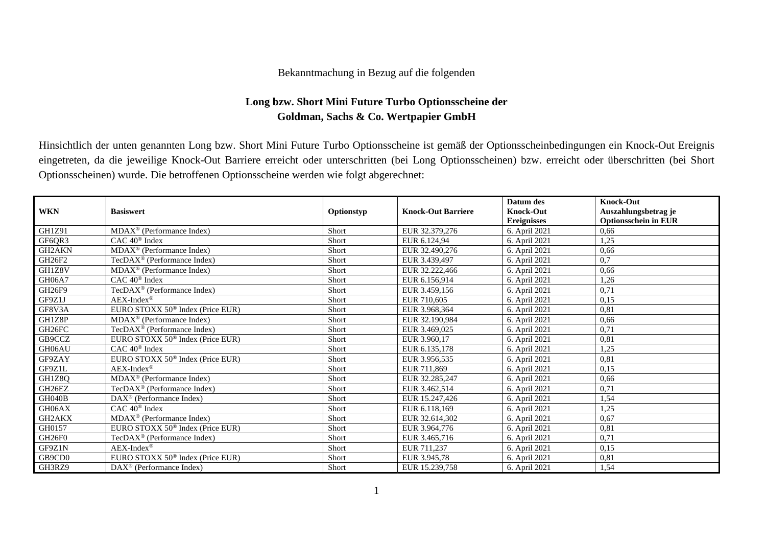Bekanntmachung in Bezug auf die folgenden

**Long bzw. Short Mini Future Turbo Optionsscheine der Goldman, Sachs & Co. Wertpapier GmbH**

Hinsichtlich der unten genannten Long bzw. Short Mini Future Turbo Optionsscheine ist gemäß der Optionsscheinbedingungen ein Knock-Out Ereignis eingetreten, da die jeweilige Knock-Out Barriere erreicht oder unterschritten (bei Long Optionsscheinen) bzw. erreicht oder überschritten (bei Short Optionsscheinen) wurde. Die betroffenen Optionsscheine werden wie folgt abgerechnet:

| WKN | Basiswert | Optionstyp | Knock-Out Barriere | Datum des Knock-Out Ereignisses | Knock-Out Auszahlungsbetrag je Optionsschein in EUR |
|---|---|---|---|---|---|
| GH1Z91 | MDAX® (Performance Index) | Short | EUR 32.379,276 | 6. April 2021 | 0,66 |
| GF6QR3 | CAC 40® Index | Short | EUR 6.124,94 | 6. April 2021 | 1,25 |
| GH2AKN | MDAX® (Performance Index) | Short | EUR 32.490,276 | 6. April 2021 | 0,66 |
| GH26F2 | TecDAX® (Performance Index) | Short | EUR 3.439,497 | 6. April 2021 | 0,7 |
| GH1Z8V | MDAX® (Performance Index) | Short | EUR 32.222,466 | 6. April 2021 | 0,66 |
| GH06A7 | CAC 40® Index | Short | EUR 6.156,914 | 6. April 2021 | 1,26 |
| GH26F9 | TecDAX® (Performance Index) | Short | EUR 3.459,156 | 6. April 2021 | 0,71 |
| GF9Z1J | AEX-Index® | Short | EUR 710,605 | 6. April 2021 | 0,15 |
| GF8V3A | EURO STOXX 50® Index (Price EUR) | Short | EUR 3.968,364 | 6. April 2021 | 0,81 |
| GH1Z8P | MDAX® (Performance Index) | Short | EUR 32.190,984 | 6. April 2021 | 0,66 |
| GH26FC | TecDAX® (Performance Index) | Short | EUR 3.469,025 | 6. April 2021 | 0,71 |
| GB9CCZ | EURO STOXX 50® Index (Price EUR) | Short | EUR 3.960,17 | 6. April 2021 | 0,81 |
| GH06AU | CAC 40® Index | Short | EUR 6.135,178 | 6. April 2021 | 1,25 |
| GF9ZAY | EURO STOXX 50® Index (Price EUR) | Short | EUR 3.956,535 | 6. April 2021 | 0,81 |
| GF9Z1L | AEX-Index® | Short | EUR 711,869 | 6. April 2021 | 0,15 |
| GH1Z8Q | MDAX® (Performance Index) | Short | EUR 32.285,247 | 6. April 2021 | 0,66 |
| GH26EZ | TecDAX® (Performance Index) | Short | EUR 3.462,514 | 6. April 2021 | 0,71 |
| GH040B | DAX® (Performance Index) | Short | EUR 15.247,426 | 6. April 2021 | 1,54 |
| GH06AX | CAC 40® Index | Short | EUR 6.118,169 | 6. April 2021 | 1,25 |
| GH2AKX | MDAX® (Performance Index) | Short | EUR 32.614,302 | 6. April 2021 | 0,67 |
| GH0157 | EURO STOXX 50® Index (Price EUR) | Short | EUR 3.964,776 | 6. April 2021 | 0,81 |
| GH26F0 | TecDAX® (Performance Index) | Short | EUR 3.465,716 | 6. April 2021 | 0,71 |
| GF9Z1N | AEX-Index® | Short | EUR 711,237 | 6. April 2021 | 0,15 |
| GB9CD0 | EURO STOXX 50® Index (Price EUR) | Short | EUR 3.945,78 | 6. April 2021 | 0,81 |
| GH3RZ9 | DAX® (Performance Index) | Short | EUR 15.239,758 | 6. April 2021 | 1,54 |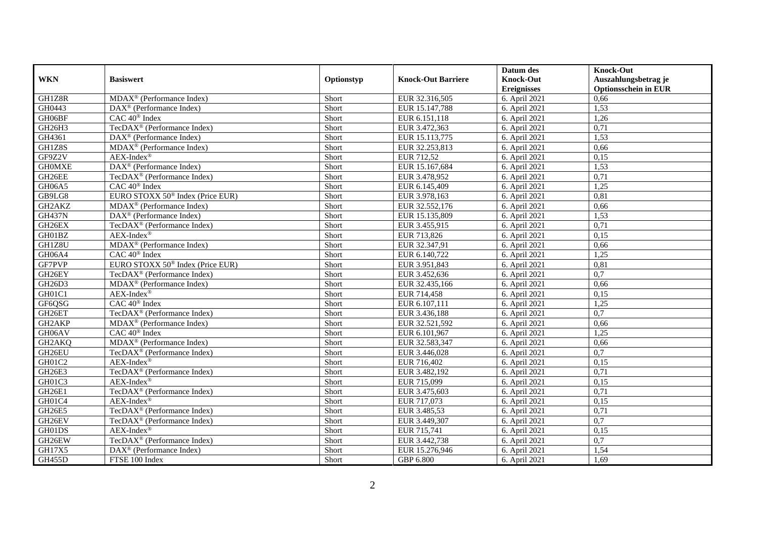| WKN | Basiswert | Optionstyp | Knock-Out Barriere | Datum des Knock-Out Ereignisses | Knock-Out Auszahlungsbetrag je Optionsschein in EUR |
|---|---|---|---|---|---|
| GH1Z8R | MDAX® (Performance Index) | Short | EUR 32.316,505 | 6. April 2021 | 0,66 |
| GH0443 | DAX® (Performance Index) | Short | EUR 15.147,788 | 6. April 2021 | 1,53 |
| GH06BF | CAC 40® Index | Short | EUR 6.151,118 | 6. April 2021 | 1,26 |
| GH26H3 | TecDAX® (Performance Index) | Short | EUR 3.472,363 | 6. April 2021 | 0,71 |
| GH4361 | DAX® (Performance Index) | Short | EUR 15.113,775 | 6. April 2021 | 1,53 |
| GH1Z8S | MDAX® (Performance Index) | Short | EUR 32.253,813 | 6. April 2021 | 0,66 |
| GF9Z2V | AEX-Index® | Short | EUR 712,52 | 6. April 2021 | 0,15 |
| GH0MXE | DAX® (Performance Index) | Short | EUR 15.167,684 | 6. April 2021 | 1,53 |
| GH26EE | TecDAX® (Performance Index) | Short | EUR 3.478,952 | 6. April 2021 | 0,71 |
| GH06A5 | CAC 40® Index | Short | EUR 6.145,409 | 6. April 2021 | 1,25 |
| GB9LG8 | EURO STOXX 50® Index (Price EUR) | Short | EUR 3.978,163 | 6. April 2021 | 0,81 |
| GH2AKZ | MDAX® (Performance Index) | Short | EUR 32.552,176 | 6. April 2021 | 0,66 |
| GH437N | DAX® (Performance Index) | Short | EUR 15.135,809 | 6. April 2021 | 1,53 |
| GH26EX | TecDAX® (Performance Index) | Short | EUR 3.455,915 | 6. April 2021 | 0,71 |
| GH01BZ | AEX-Index® | Short | EUR 713,826 | 6. April 2021 | 0,15 |
| GH1Z8U | MDAX® (Performance Index) | Short | EUR 32.347,91 | 6. April 2021 | 0,66 |
| GH06A4 | CAC 40® Index | Short | EUR 6.140,722 | 6. April 2021 | 1,25 |
| GF7PVP | EURO STOXX 50® Index (Price EUR) | Short | EUR 3.951,843 | 6. April 2021 | 0,81 |
| GH26EY | TecDAX® (Performance Index) | Short | EUR 3.452,636 | 6. April 2021 | 0,7 |
| GH26D3 | MDAX® (Performance Index) | Short | EUR 32.435,166 | 6. April 2021 | 0,66 |
| GH01C1 | AEX-Index® | Short | EUR 714,458 | 6. April 2021 | 0,15 |
| GF6QSG | CAC 40® Index | Short | EUR 6.107,111 | 6. April 2021 | 1,25 |
| GH26ET | TecDAX® (Performance Index) | Short | EUR 3.436,188 | 6. April 2021 | 0,7 |
| GH2AKP | MDAX® (Performance Index) | Short | EUR 32.521,592 | 6. April 2021 | 0,66 |
| GH06AV | CAC 40® Index | Short | EUR 6.101,967 | 6. April 2021 | 1,25 |
| GH2AKQ | MDAX® (Performance Index) | Short | EUR 32.583,347 | 6. April 2021 | 0,66 |
| GH26EU | TecDAX® (Performance Index) | Short | EUR 3.446,028 | 6. April 2021 | 0,7 |
| GH01C2 | AEX-Index® | Short | EUR 716,402 | 6. April 2021 | 0,15 |
| GH26E3 | TecDAX® (Performance Index) | Short | EUR 3.482,192 | 6. April 2021 | 0,71 |
| GH01C3 | AEX-Index® | Short | EUR 715,099 | 6. April 2021 | 0,15 |
| GH26E1 | TecDAX® (Performance Index) | Short | EUR 3.475,603 | 6. April 2021 | 0,71 |
| GH01C4 | AEX-Index® | Short | EUR 717,073 | 6. April 2021 | 0,15 |
| GH26E5 | TecDAX® (Performance Index) | Short | EUR 3.485,53 | 6. April 2021 | 0,71 |
| GH26EV | TecDAX® (Performance Index) | Short | EUR 3.449,307 | 6. April 2021 | 0,7 |
| GH01DS | AEX-Index® | Short | EUR 715,741 | 6. April 2021 | 0,15 |
| GH26EW | TecDAX® (Performance Index) | Short | EUR 3.442,738 | 6. April 2021 | 0,7 |
| GH17X5 | DAX® (Performance Index) | Short | EUR 15.276,946 | 6. April 2021 | 1,54 |
| GH455D | FTSE 100 Index | Short | GBP 6.800 | 6. April 2021 | 1,69 |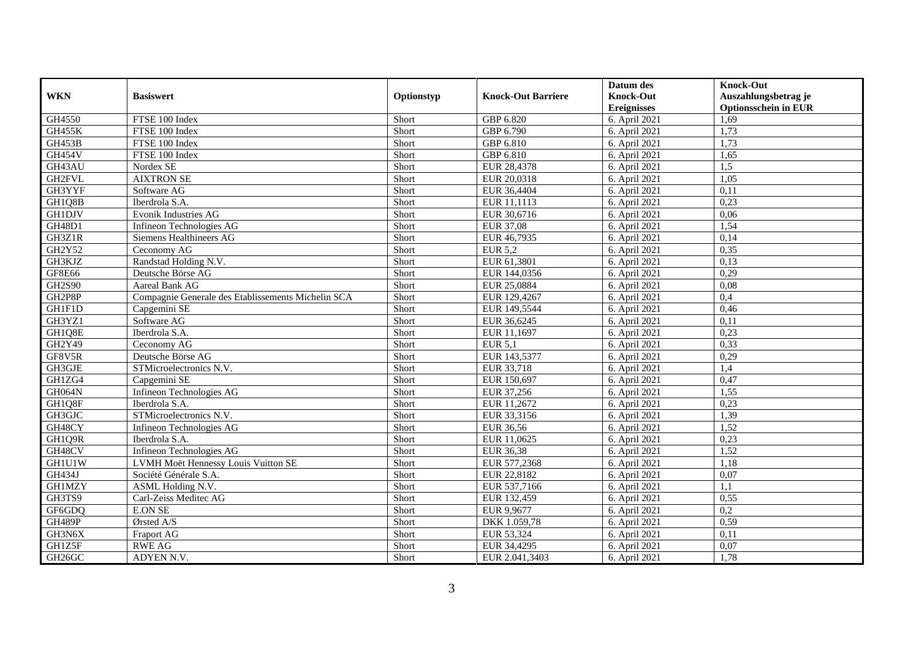| WKN | Basiswert | Optionstyp | Knock-Out Barriere | Datum des Knock-Out Ereignisses | Knock-Out Auszahlungsbetrag je Optionsschein in EUR |
|---|---|---|---|---|---|
| GH4550 | FTSE 100 Index | Short | GBP 6.820 | 6. April 2021 | 1,69 |
| GH455K | FTSE 100 Index | Short | GBP 6.790 | 6. April 2021 | 1,73 |
| GH453B | FTSE 100 Index | Short | GBP 6.810 | 6. April 2021 | 1,73 |
| GH454V | FTSE 100 Index | Short | GBP 6.810 | 6. April 2021 | 1,65 |
| GH43AU | Nordex SE | Short | EUR 28,4378 | 6. April 2021 | 1,5 |
| GH2FVL | AIXTRON SE | Short | EUR 20,0318 | 6. April 2021 | 1,05 |
| GH3YYF | Software AG | Short | EUR 36,4404 | 6. April 2021 | 0,11 |
| GH1Q8B | Iberdrola S.A. | Short | EUR 11,1113 | 6. April 2021 | 0,23 |
| GH1DJV | Evonik Industries AG | Short | EUR 30,6716 | 6. April 2021 | 0,06 |
| GH48D1 | Infineon Technologies AG | Short | EUR 37,08 | 6. April 2021 | 1,54 |
| GH3Z1R | Siemens Healthineers AG | Short | EUR 46,7935 | 6. April 2021 | 0,14 |
| GH2Y52 | Ceconomy AG | Short | EUR 5,2 | 6. April 2021 | 0,35 |
| GH3KJZ | Randstad Holding N.V. | Short | EUR 61,3801 | 6. April 2021 | 0,13 |
| GF8E66 | Deutsche Börse AG | Short | EUR 144,0356 | 6. April 2021 | 0,29 |
| GH2S90 | Aareal Bank AG | Short | EUR 25,0884 | 6. April 2021 | 0,08 |
| GH2P8P | Compagnie Generale des Etablissements Michelin SCA | Short | EUR 129,4267 | 6. April 2021 | 0,4 |
| GH1F1D | Capgemini SE | Short | EUR 149,5544 | 6. April 2021 | 0,46 |
| GH3YZ1 | Software AG | Short | EUR 36,6245 | 6. April 2021 | 0,11 |
| GH1Q8E | Iberdrola S.A. | Short | EUR 11,1697 | 6. April 2021 | 0,23 |
| GH2Y49 | Ceconomy AG | Short | EUR 5,1 | 6. April 2021 | 0,33 |
| GF8V5R | Deutsche Börse AG | Short | EUR 143,5377 | 6. April 2021 | 0,29 |
| GH3GJE | STMicroelectronics N.V. | Short | EUR 33,718 | 6. April 2021 | 1,4 |
| GH1ZG4 | Capgemini SE | Short | EUR 150,697 | 6. April 2021 | 0,47 |
| GH064N | Infineon Technologies AG | Short | EUR 37,256 | 6. April 2021 | 1,55 |
| GH1Q8F | Iberdrola S.A. | Short | EUR 11,2672 | 6. April 2021 | 0,23 |
| GH3GJC | STMicroelectronics N.V. | Short | EUR 33,3156 | 6. April 2021 | 1,39 |
| GH48CY | Infineon Technologies AG | Short | EUR 36,56 | 6. April 2021 | 1,52 |
| GH1Q9R | Iberdrola S.A. | Short | EUR 11,0625 | 6. April 2021 | 0,23 |
| GH48CV | Infineon Technologies AG | Short | EUR 36,38 | 6. April 2021 | 1,52 |
| GH1U1W | LVMH Moët Hennessy Louis Vuitton SE | Short | EUR 577,2368 | 6. April 2021 | 1,18 |
| GH434J | Société Générale S.A. | Short | EUR 22,8182 | 6. April 2021 | 0,07 |
| GH1MZY | ASML Holding N.V. | Short | EUR 537,7166 | 6. April 2021 | 1,1 |
| GH3TS9 | Carl-Zeiss Meditec AG | Short | EUR 132,459 | 6. April 2021 | 0,55 |
| GF6GDQ | E.ON SE | Short | EUR 9,9677 | 6. April 2021 | 0,2 |
| GH489P | Ørsted A/S | Short | DKK 1.059,78 | 6. April 2021 | 0,59 |
| GH3N6X | Fraport AG | Short | EUR 53,324 | 6. April 2021 | 0,11 |
| GH1Z5F | RWE AG | Short | EUR 34,4295 | 6. April 2021 | 0,07 |
| GH26GC | ADYEN N.V. | Short | EUR 2.041,3403 | 6. April 2021 | 1,78 |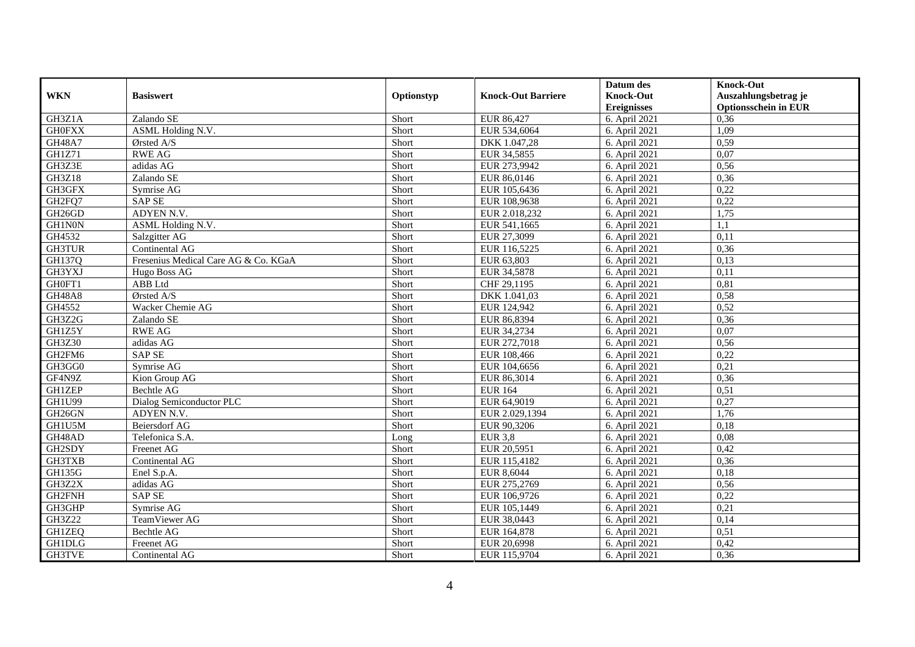| WKN | Basiswert | Optionstyp | Knock-Out Barriere | Datum des Knock-Out Ereignisses | Knock-Out Auszahlungsbetrag je Optionsschein in EUR |
|---|---|---|---|---|---|
| GH3Z1A | Zalando SE | Short | EUR 86,427 | 6. April 2021 | 0,36 |
| GH0FXX | ASML Holding N.V. | Short | EUR 534,6064 | 6. April 2021 | 1,09 |
| GH48A7 | Ørsted A/S | Short | DKK 1.047,28 | 6. April 2021 | 0,59 |
| GH1Z71 | RWE AG | Short | EUR 34,5855 | 6. April 2021 | 0,07 |
| GH3Z3E | adidas AG | Short | EUR 273,9942 | 6. April 2021 | 0,56 |
| GH3Z18 | Zalando SE | Short | EUR 86,0146 | 6. April 2021 | 0,36 |
| GH3GFX | Symrise AG | Short | EUR 105,6436 | 6. April 2021 | 0,22 |
| GH2FQ7 | SAP SE | Short | EUR 108,9638 | 6. April 2021 | 0,22 |
| GH26GD | ADYEN N.V. | Short | EUR 2.018,232 | 6. April 2021 | 1,75 |
| GH1N0N | ASML Holding N.V. | Short | EUR 541,1665 | 6. April 2021 | 1,1 |
| GH4532 | Salzgitter AG | Short | EUR 27,3099 | 6. April 2021 | 0,11 |
| GH3TUR | Continental AG | Short | EUR 116,5225 | 6. April 2021 | 0,36 |
| GH137Q | Fresenius Medical Care AG & Co. KGaA | Short | EUR 63,803 | 6. April 2021 | 0,13 |
| GH3YXJ | Hugo Boss AG | Short | EUR 34,5878 | 6. April 2021 | 0,11 |
| GH0FT1 | ABB Ltd | Short | CHF 29,1195 | 6. April 2021 | 0,81 |
| GH48A8 | Ørsted A/S | Short | DKK 1.041,03 | 6. April 2021 | 0,58 |
| GH4552 | Wacker Chemie AG | Short | EUR 124,942 | 6. April 2021 | 0,52 |
| GH3Z2G | Zalando SE | Short | EUR 86,8394 | 6. April 2021 | 0,36 |
| GH1Z5Y | RWE AG | Short | EUR 34,2734 | 6. April 2021 | 0,07 |
| GH3Z30 | adidas AG | Short | EUR 272,7018 | 6. April 2021 | 0,56 |
| GH2FM6 | SAP SE | Short | EUR 108,466 | 6. April 2021 | 0,22 |
| GH3GG0 | Symrise AG | Short | EUR 104,6656 | 6. April 2021 | 0,21 |
| GF4N9Z | Kion Group AG | Short | EUR 86,3014 | 6. April 2021 | 0,36 |
| GH1ZEP | Bechtle AG | Short | EUR 164 | 6. April 2021 | 0,51 |
| GH1U99 | Dialog Semiconductor PLC | Short | EUR 64,9019 | 6. April 2021 | 0,27 |
| GH26GN | ADYEN N.V. | Short | EUR 2.029,1394 | 6. April 2021 | 1,76 |
| GH1U5M | Beiersdorf AG | Short | EUR 90,3206 | 6. April 2021 | 0,18 |
| GH48AD | Telefonica S.A. | Long | EUR 3,8 | 6. April 2021 | 0,08 |
| GH2SDY | Freenet AG | Short | EUR 20,5951 | 6. April 2021 | 0,42 |
| GH3TXB | Continental AG | Short | EUR 115,4182 | 6. April 2021 | 0,36 |
| GH135G | Enel S.p.A. | Short | EUR 8,6044 | 6. April 2021 | 0,18 |
| GH3Z2X | adidas AG | Short | EUR 275,2769 | 6. April 2021 | 0,56 |
| GH2FNH | SAP SE | Short | EUR 106,9726 | 6. April 2021 | 0,22 |
| GH3GHP | Symrise AG | Short | EUR 105,1449 | 6. April 2021 | 0,21 |
| GH3Z22 | TeamViewer AG | Short | EUR 38,0443 | 6. April 2021 | 0,14 |
| GH1ZEQ | Bechtle AG | Short | EUR 164,878 | 6. April 2021 | 0,51 |
| GH1DLG | Freenet AG | Short | EUR 20,6998 | 6. April 2021 | 0,42 |
| GH3TVE | Continental AG | Short | EUR 115,9704 | 6. April 2021 | 0,36 |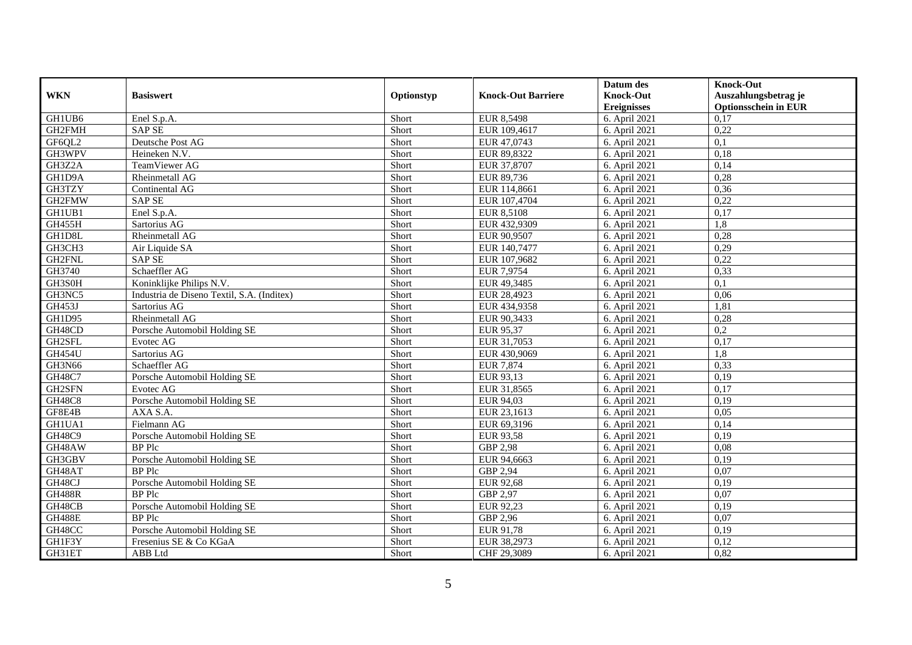| WKN | Basiswert | Optionstyp | Knock-Out Barriere | Datum des Knock-Out Ereignisses | Knock-Out Auszahlungsbetrag je Optionsschein in EUR |
|---|---|---|---|---|---|
| GH1UB6 | Enel S.p.A. | Short | EUR 8,5498 | 6. April 2021 | 0,17 |
| GH2FMH | SAP SE | Short | EUR 109,4617 | 6. April 2021 | 0,22 |
| GF6QL2 | Deutsche Post AG | Short | EUR 47,0743 | 6. April 2021 | 0,1 |
| GH3WPV | Heineken N.V. | Short | EUR 89,8322 | 6. April 2021 | 0,18 |
| GH3Z2A | TeamViewer AG | Short | EUR 37,8707 | 6. April 2021 | 0,14 |
| GH1D9A | Rheinmetall AG | Short | EUR 89,736 | 6. April 2021 | 0,28 |
| GH3TZY | Continental AG | Short | EUR 114,8661 | 6. April 2021 | 0,36 |
| GH2FMW | SAP SE | Short | EUR 107,4704 | 6. April 2021 | 0,22 |
| GH1UB1 | Enel S.p.A. | Short | EUR 8,5108 | 6. April 2021 | 0,17 |
| GH455H | Sartorius AG | Short | EUR 432,9309 | 6. April 2021 | 1,8 |
| GH1D8L | Rheinmetall AG | Short | EUR 90,9507 | 6. April 2021 | 0,28 |
| GH3CH3 | Air Liquide SA | Short | EUR 140,7477 | 6. April 2021 | 0,29 |
| GH2FNL | SAP SE | Short | EUR 107,9682 | 6. April 2021 | 0,22 |
| GH3740 | Schaeffler AG | Short | EUR 7,9754 | 6. April 2021 | 0,33 |
| GH3S0H | Koninklijke Philips N.V. | Short | EUR 49,3485 | 6. April 2021 | 0,1 |
| GH3NC5 | Industria de Diseno Textil, S.A. (Inditex) | Short | EUR 28,4923 | 6. April 2021 | 0,06 |
| GH453J | Sartorius AG | Short | EUR 434,9358 | 6. April 2021 | 1,81 |
| GH1D95 | Rheinmetall AG | Short | EUR 90,3433 | 6. April 2021 | 0,28 |
| GH48CD | Porsche Automobil Holding SE | Short | EUR 95,37 | 6. April 2021 | 0,2 |
| GH2SFL | Evotec AG | Short | EUR 31,7053 | 6. April 2021 | 0,17 |
| GH454U | Sartorius AG | Short | EUR 430,9069 | 6. April 2021 | 1,8 |
| GH3N66 | Schaeffler AG | Short | EUR 7,874 | 6. April 2021 | 0,33 |
| GH48C7 | Porsche Automobil Holding SE | Short | EUR 93,13 | 6. April 2021 | 0,19 |
| GH2SFN | Evotec AG | Short | EUR 31,8565 | 6. April 2021 | 0,17 |
| GH48C8 | Porsche Automobil Holding SE | Short | EUR 94,03 | 6. April 2021 | 0,19 |
| GF8E4B | AXA S.A. | Short | EUR 23,1613 | 6. April 2021 | 0,05 |
| GH1UA1 | Fielmann AG | Short | EUR 69,3196 | 6. April 2021 | 0,14 |
| GH48C9 | Porsche Automobil Holding SE | Short | EUR 93,58 | 6. April 2021 | 0,19 |
| GH48AW | BP Plc | Short | GBP 2,98 | 6. April 2021 | 0,08 |
| GH3GBV | Porsche Automobil Holding SE | Short | EUR 94,6663 | 6. April 2021 | 0,19 |
| GH48AT | BP Plc | Short | GBP 2,94 | 6. April 2021 | 0,07 |
| GH48CJ | Porsche Automobil Holding SE | Short | EUR 92,68 | 6. April 2021 | 0,19 |
| GH488R | BP Plc | Short | GBP 2,97 | 6. April 2021 | 0,07 |
| GH48CB | Porsche Automobil Holding SE | Short | EUR 92,23 | 6. April 2021 | 0,19 |
| GH488E | BP Plc | Short | GBP 2,96 | 6. April 2021 | 0,07 |
| GH48CC | Porsche Automobil Holding SE | Short | EUR 91,78 | 6. April 2021 | 0,19 |
| GH1F3Y | Fresenius SE & Co KGaA | Short | EUR 38,2973 | 6. April 2021 | 0,12 |
| GH31ET | ABB Ltd | Short | CHF 29,3089 | 6. April 2021 | 0,82 |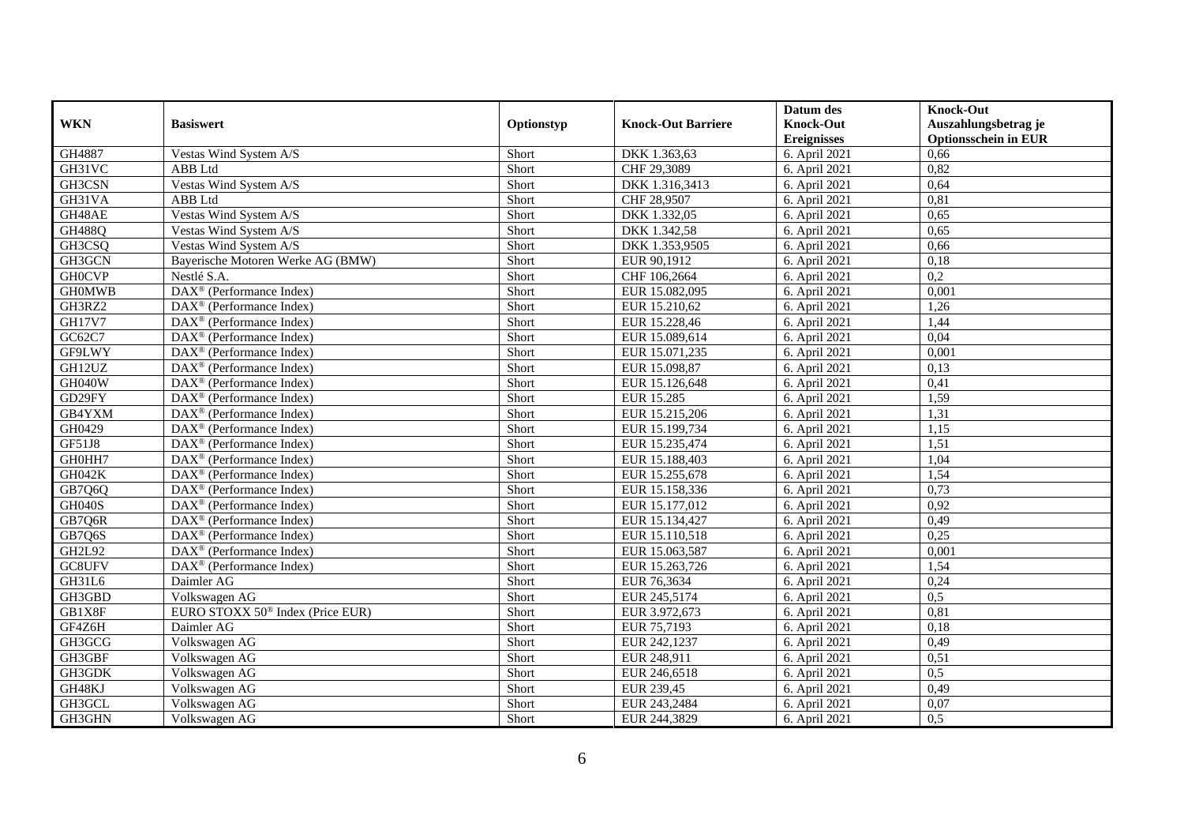| WKN | Basiswert | Optionstyp | Knock-Out Barriere | Datum des Knock-Out Ereignisses | Knock-Out Auszahlungsbetrag je Optionsschein in EUR |
|---|---|---|---|---|---|
| GH4887 | Vestas Wind System A/S | Short | DKK 1.363,63 | 6. April 2021 | 0,66 |
| GH31VC | ABB Ltd | Short | CHF 29,3089 | 6. April 2021 | 0,82 |
| GH3CSN | Vestas Wind System A/S | Short | DKK 1.316,3413 | 6. April 2021 | 0,64 |
| GH31VA | ABB Ltd | Short | CHF 28,9507 | 6. April 2021 | 0,81 |
| GH48AE | Vestas Wind System A/S | Short | DKK 1.332,05 | 6. April 2021 | 0,65 |
| GH488Q | Vestas Wind System A/S | Short | DKK 1.342,58 | 6. April 2021 | 0,65 |
| GH3CSQ | Vestas Wind System A/S | Short | DKK 1.353,9505 | 6. April 2021 | 0,66 |
| GH3GCN | Bayerische Motoren Werke AG (BMW) | Short | EUR 90,1912 | 6. April 2021 | 0,18 |
| GH0CVP | Nestlé S.A. | Short | CHF 106,2664 | 6. April 2021 | 0,2 |
| GH0MWB | DAX® (Performance Index) | Short | EUR 15.082,095 | 6. April 2021 | 0,001 |
| GH3RZ2 | DAX® (Performance Index) | Short | EUR 15.210,62 | 6. April 2021 | 1,26 |
| GH17V7 | DAX® (Performance Index) | Short | EUR 15.228,46 | 6. April 2021 | 1,44 |
| GC62C7 | DAX® (Performance Index) | Short | EUR 15.089,614 | 6. April 2021 | 0,04 |
| GF9LWY | DAX® (Performance Index) | Short | EUR 15.071,235 | 6. April 2021 | 0,001 |
| GH12UZ | DAX® (Performance Index) | Short | EUR 15.098,87 | 6. April 2021 | 0,13 |
| GH040W | DAX® (Performance Index) | Short | EUR 15.126,648 | 6. April 2021 | 0,41 |
| GD29FY | DAX® (Performance Index) | Short | EUR 15.285 | 6. April 2021 | 1,59 |
| GB4YXM | DAX® (Performance Index) | Short | EUR 15.215,206 | 6. April 2021 | 1,31 |
| GH0429 | DAX® (Performance Index) | Short | EUR 15.199,734 | 6. April 2021 | 1,15 |
| GF51J8 | DAX® (Performance Index) | Short | EUR 15.235,474 | 6. April 2021 | 1,51 |
| GH0HH7 | DAX® (Performance Index) | Short | EUR 15.188,403 | 6. April 2021 | 1,04 |
| GH042K | DAX® (Performance Index) | Short | EUR 15.255,678 | 6. April 2021 | 1,54 |
| GB7Q6Q | DAX® (Performance Index) | Short | EUR 15.158,336 | 6. April 2021 | 0,73 |
| GH040S | DAX® (Performance Index) | Short | EUR 15.177,012 | 6. April 2021 | 0,92 |
| GB7Q6R | DAX® (Performance Index) | Short | EUR 15.134,427 | 6. April 2021 | 0,49 |
| GB7Q6S | DAX® (Performance Index) | Short | EUR 15.110,518 | 6. April 2021 | 0,25 |
| GH2L92 | DAX® (Performance Index) | Short | EUR 15.063,587 | 6. April 2021 | 0,001 |
| GC8UFV | DAX® (Performance Index) | Short | EUR 15.263,726 | 6. April 2021 | 1,54 |
| GH31L6 | Daimler AG | Short | EUR 76,3634 | 6. April 2021 | 0,24 |
| GH3GBD | Volkswagen AG | Short | EUR 245,5174 | 6. April 2021 | 0,5 |
| GB1X8F | EURO STOXX 50® Index (Price EUR) | Short | EUR 3.972,673 | 6. April 2021 | 0,81 |
| GF4Z6H | Daimler AG | Short | EUR 75,7193 | 6. April 2021 | 0,18 |
| GH3GCG | Volkswagen AG | Short | EUR 242,1237 | 6. April 2021 | 0,49 |
| GH3GBF | Volkswagen AG | Short | EUR 248,911 | 6. April 2021 | 0,51 |
| GH3GDK | Volkswagen AG | Short | EUR 246,6518 | 6. April 2021 | 0,5 |
| GH48KJ | Volkswagen AG | Short | EUR 239,45 | 6. April 2021 | 0,49 |
| GH3GCL | Volkswagen AG | Short | EUR 243,2484 | 6. April 2021 | 0,07 |
| GH3GHN | Volkswagen AG | Short | EUR 244,3829 | 6. April 2021 | 0,5 |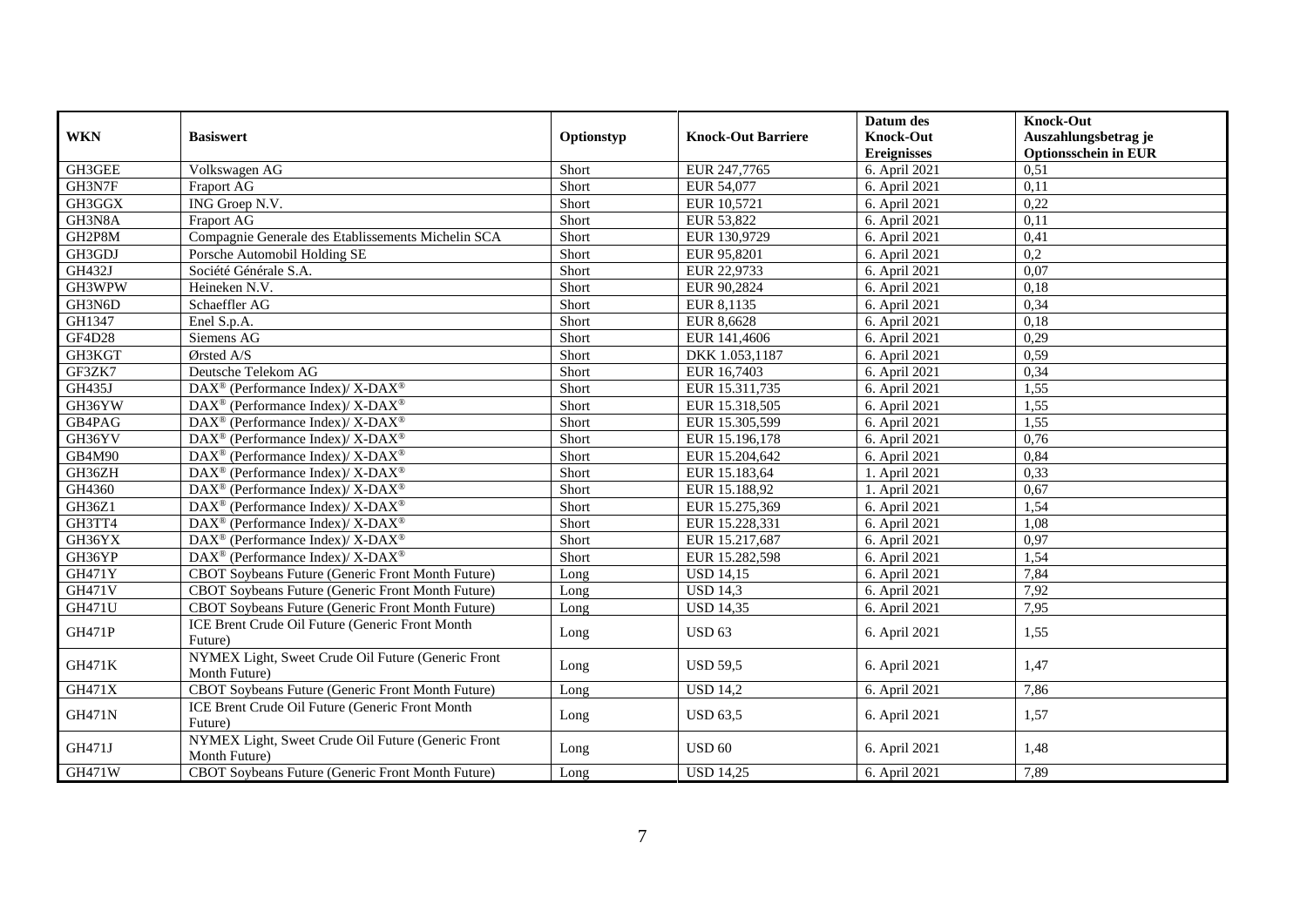| WKN | Basiswert | Optionstyp | Knock-Out Barriere | Datum des Knock-Out Ereignisses | Knock-Out Auszahlungsbetrag je Optionsschein in EUR |
|---|---|---|---|---|---|
| GH3GEE | Volkswagen AG | Short | EUR 247,7765 | 6. April 2021 | 0,51 |
| GH3N7F | Fraport AG | Short | EUR 54,077 | 6. April 2021 | 0,11 |
| GH3GGX | ING Groep N.V. | Short | EUR 10,5721 | 6. April 2021 | 0,22 |
| GH3N8A | Fraport AG | Short | EUR 53,822 | 6. April 2021 | 0,11 |
| GH2P8M | Compagnie Generale des Etablissements Michelin SCA | Short | EUR 130,9729 | 6. April 2021 | 0,41 |
| GH3GDJ | Porsche Automobil Holding SE | Short | EUR 95,8201 | 6. April 2021 | 0,2 |
| GH432J | Société Générale S.A. | Short | EUR 22,9733 | 6. April 2021 | 0,07 |
| GH3WPW | Heineken N.V. | Short | EUR 90,2824 | 6. April 2021 | 0,18 |
| GH3N6D | Schaeffler AG | Short | EUR 8,1135 | 6. April 2021 | 0,34 |
| GH1347 | Enel S.p.A. | Short | EUR 8,6628 | 6. April 2021 | 0,18 |
| GF4D28 | Siemens AG | Short | EUR 141,4606 | 6. April 2021 | 0,29 |
| GH3KGT | Ørsted A/S | Short | DKK 1.053,1187 | 6. April 2021 | 0,59 |
| GF3ZK7 | Deutsche Telekom AG | Short | EUR 16,7403 | 6. April 2021 | 0,34 |
| GH435J | DAX® (Performance Index)/ X-DAX® | Short | EUR 15.311,735 | 6. April 2021 | 1,55 |
| GH36YW | DAX® (Performance Index)/ X-DAX® | Short | EUR 15.318,505 | 6. April 2021 | 1,55 |
| GB4PAG | DAX® (Performance Index)/ X-DAX® | Short | EUR 15.305,599 | 6. April 2021 | 1,55 |
| GH36YV | DAX® (Performance Index)/ X-DAX® | Short | EUR 15.196,178 | 6. April 2021 | 0,76 |
| GB4M90 | DAX® (Performance Index)/ X-DAX® | Short | EUR 15.204,642 | 6. April 2021 | 0,84 |
| GH36ZH | DAX® (Performance Index)/ X-DAX® | Short | EUR 15.183,64 | 1. April 2021 | 0,33 |
| GH4360 | DAX® (Performance Index)/ X-DAX® | Short | EUR 15.188,92 | 1. April 2021 | 0,67 |
| GH36Z1 | DAX® (Performance Index)/ X-DAX® | Short | EUR 15.275,369 | 6. April 2021 | 1,54 |
| GH3TT4 | DAX® (Performance Index)/ X-DAX® | Short | EUR 15.228,331 | 6. April 2021 | 1,08 |
| GH36YX | DAX® (Performance Index)/ X-DAX® | Short | EUR 15.217,687 | 6. April 2021 | 0,97 |
| GH36YP | DAX® (Performance Index)/ X-DAX® | Short | EUR 15.282,598 | 6. April 2021 | 1,54 |
| GH471Y | CBOT Soybeans Future (Generic Front Month Future) | Long | USD 14,15 | 6. April 2021 | 7,84 |
| GH471V | CBOT Soybeans Future (Generic Front Month Future) | Long | USD 14,3 | 6. April 2021 | 7,92 |
| GH471U | CBOT Soybeans Future (Generic Front Month Future) | Long | USD 14,35 | 6. April 2021 | 7,95 |
| GH471P | ICE Brent Crude Oil Future (Generic Front Month Future) | Long | USD 63 | 6. April 2021 | 1,55 |
| GH471K | NYMEX Light, Sweet Crude Oil Future (Generic Front Month Future) | Long | USD 59,5 | 6. April 2021 | 1,47 |
| GH471X | CBOT Soybeans Future (Generic Front Month Future) | Long | USD 14,2 | 6. April 2021 | 7,86 |
| GH471N | ICE Brent Crude Oil Future (Generic Front Month Future) | Long | USD 63,5 | 6. April 2021 | 1,57 |
| GH471J | NYMEX Light, Sweet Crude Oil Future (Generic Front Month Future) | Long | USD 60 | 6. April 2021 | 1,48 |
| GH471W | CBOT Soybeans Future (Generic Front Month Future) | Long | USD 14,25 | 6. April 2021 | 7,89 |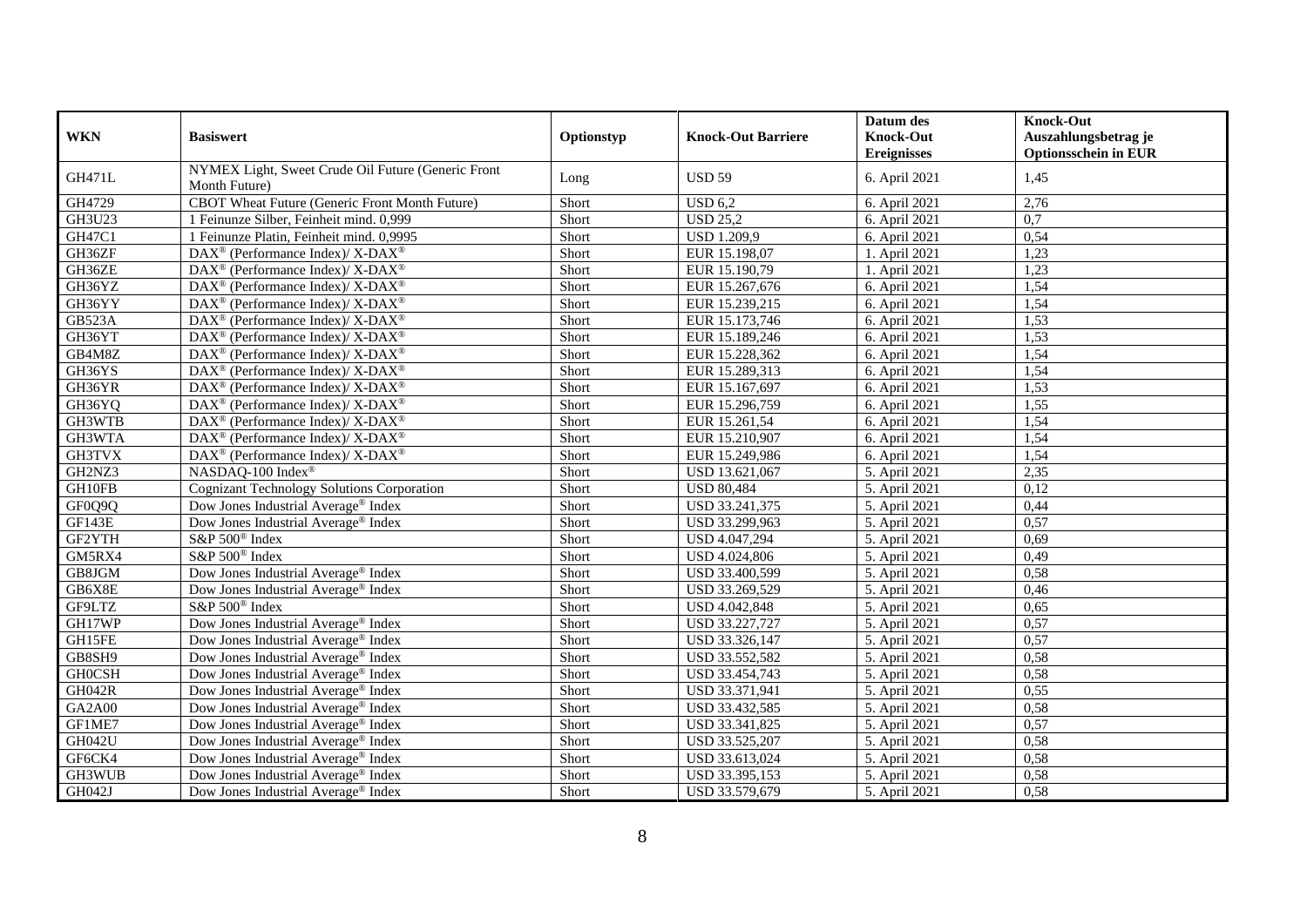| WKN | Basiswert | Optionstyp | Knock-Out Barriere | Datum des Knock-Out Ereignisses | Knock-Out Auszahlungsbetrag je Optionsschein in EUR |
|---|---|---|---|---|---|
| GH471L | NYMEX Light, Sweet Crude Oil Future (Generic Front Month Future) | Long | USD 59 | 6. April 2021 | 1,45 |
| GH4729 | CBOT Wheat Future (Generic Front Month Future) | Short | USD 6,2 | 6. April 2021 | 2,76 |
| GH3U23 | 1 Feinunze Silber, Feinheit mind. 0,999 | Short | USD 25,2 | 6. April 2021 | 0,7 |
| GH47C1 | 1 Feinunze Platin, Feinheit mind. 0,9995 | Short | USD 1.209,9 | 6. April 2021 | 0,54 |
| GH36ZF | DAX® (Performance Index)/ X-DAX® | Short | EUR 15.198,07 | 1. April 2021 | 1,23 |
| GH36ZE | DAX® (Performance Index)/ X-DAX® | Short | EUR 15.190,79 | 1. April 2021 | 1,23 |
| GH36YZ | DAX® (Performance Index)/ X-DAX® | Short | EUR 15.267,676 | 6. April 2021 | 1,54 |
| GH36YY | DAX® (Performance Index)/ X-DAX® | Short | EUR 15.239,215 | 6. April 2021 | 1,54 |
| GB523A | DAX® (Performance Index)/ X-DAX® | Short | EUR 15.173,746 | 6. April 2021 | 1,53 |
| GH36YT | DAX® (Performance Index)/ X-DAX® | Short | EUR 15.189,246 | 6. April 2021 | 1,53 |
| GB4M8Z | DAX® (Performance Index)/ X-DAX® | Short | EUR 15.228,362 | 6. April 2021 | 1,54 |
| GH36YS | DAX® (Performance Index)/ X-DAX® | Short | EUR 15.289,313 | 6. April 2021 | 1,54 |
| GH36YR | DAX® (Performance Index)/ X-DAX® | Short | EUR 15.167,697 | 6. April 2021 | 1,53 |
| GH36YQ | DAX® (Performance Index)/ X-DAX® | Short | EUR 15.296,759 | 6. April 2021 | 1,55 |
| GH3WTB | DAX® (Performance Index)/ X-DAX® | Short | EUR 15.261,54 | 6. April 2021 | 1,54 |
| GH3WTA | DAX® (Performance Index)/ X-DAX® | Short | EUR 15.210,907 | 6. April 2021 | 1,54 |
| GH3TVX | DAX® (Performance Index)/ X-DAX® | Short | EUR 15.249,986 | 6. April 2021 | 1,54 |
| GH2NZ3 | NASDAQ-100 Index® | Short | USD 13.621,067 | 5. April 2021 | 2,35 |
| GH10FB | Cognizant Technology Solutions Corporation | Short | USD 80,484 | 5. April 2021 | 0,12 |
| GF0Q9Q | Dow Jones Industrial Average® Index | Short | USD 33.241,375 | 5. April 2021 | 0,44 |
| GF143E | Dow Jones Industrial Average® Index | Short | USD 33.299,963 | 5. April 2021 | 0,57 |
| GF2YTH | S&P 500® Index | Short | USD 4.047,294 | 5. April 2021 | 0,69 |
| GM5RX4 | S&P 500® Index | Short | USD 4.024,806 | 5. April 2021 | 0,49 |
| GB8JGM | Dow Jones Industrial Average® Index | Short | USD 33.400,599 | 5. April 2021 | 0,58 |
| GB6X8E | Dow Jones Industrial Average® Index | Short | USD 33.269,529 | 5. April 2021 | 0,46 |
| GF9LTZ | S&P 500® Index | Short | USD 4.042,848 | 5. April 2021 | 0,65 |
| GH17WP | Dow Jones Industrial Average® Index | Short | USD 33.227,727 | 5. April 2021 | 0,57 |
| GH15FE | Dow Jones Industrial Average® Index | Short | USD 33.326,147 | 5. April 2021 | 0,57 |
| GB8SH9 | Dow Jones Industrial Average® Index | Short | USD 33.552,582 | 5. April 2021 | 0,58 |
| GH0CSH | Dow Jones Industrial Average® Index | Short | USD 33.454,743 | 5. April 2021 | 0,58 |
| GH042R | Dow Jones Industrial Average® Index | Short | USD 33.371,941 | 5. April 2021 | 0,55 |
| GA2A00 | Dow Jones Industrial Average® Index | Short | USD 33.432,585 | 5. April 2021 | 0,58 |
| GF1ME7 | Dow Jones Industrial Average® Index | Short | USD 33.341,825 | 5. April 2021 | 0,57 |
| GH042U | Dow Jones Industrial Average® Index | Short | USD 33.525,207 | 5. April 2021 | 0,58 |
| GF6CK4 | Dow Jones Industrial Average® Index | Short | USD 33.613,024 | 5. April 2021 | 0,58 |
| GH3WUB | Dow Jones Industrial Average® Index | Short | USD 33.395,153 | 5. April 2021 | 0,58 |
| GH042J | Dow Jones Industrial Average® Index | Short | USD 33.579,679 | 5. April 2021 | 0,58 |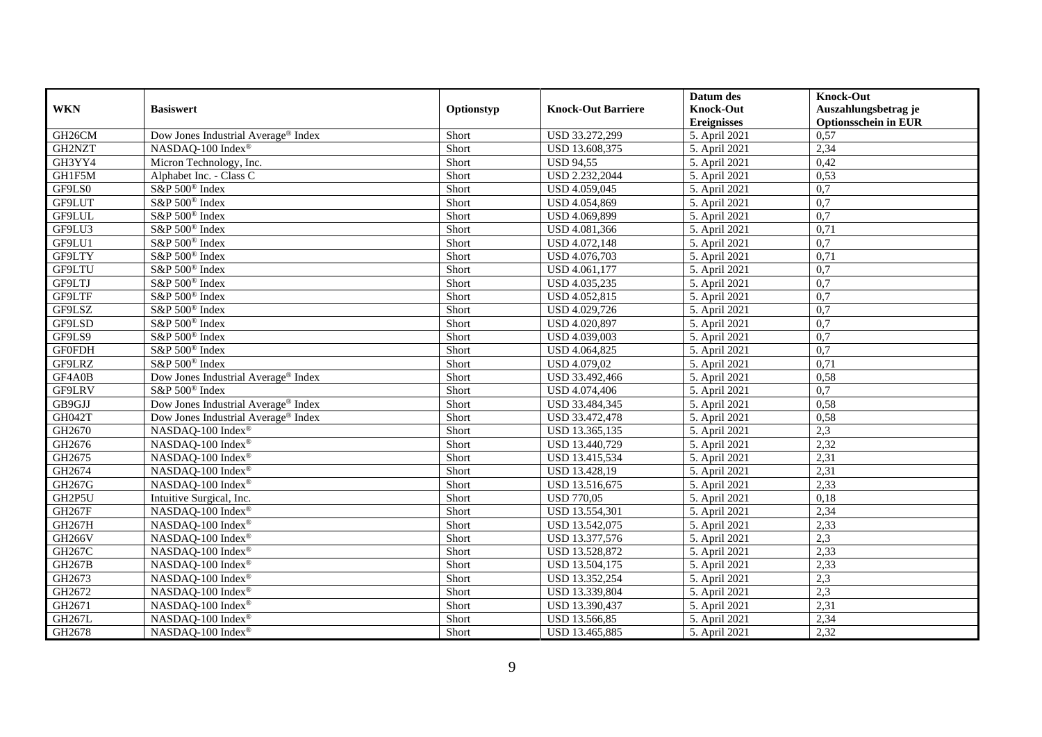| WKN | Basiswert | Optionstyp | Knock-Out Barriere | Datum des Knock-Out Ereignisses | Knock-Out Auszahlungsbetrag je Optionsschein in EUR |
|---|---|---|---|---|---|
| GH26CM | Dow Jones Industrial Average® Index | Short | USD 33.272,299 | 5. April 2021 | 0,57 |
| GH2NZT | NASDAQ-100 Index® | Short | USD 13.608,375 | 5. April 2021 | 2,34 |
| GH3YY4 | Micron Technology, Inc. | Short | USD 94,55 | 5. April 2021 | 0,42 |
| GH1F5M | Alphabet Inc. - Class C | Short | USD 2.232,2044 | 5. April 2021 | 0,53 |
| GF9LS0 | S&P 500® Index | Short | USD 4.059,045 | 5. April 2021 | 0,7 |
| GF9LUT | S&P 500® Index | Short | USD 4.054,869 | 5. April 2021 | 0,7 |
| GF9LUL | S&P 500® Index | Short | USD 4.069,899 | 5. April 2021 | 0,7 |
| GF9LU3 | S&P 500® Index | Short | USD 4.081,366 | 5. April 2021 | 0,71 |
| GF9LU1 | S&P 500® Index | Short | USD 4.072,148 | 5. April 2021 | 0,7 |
| GF9LTY | S&P 500® Index | Short | USD 4.076,703 | 5. April 2021 | 0,71 |
| GF9LTU | S&P 500® Index | Short | USD 4.061,177 | 5. April 2021 | 0,7 |
| GF9LTJ | S&P 500® Index | Short | USD 4.035,235 | 5. April 2021 | 0,7 |
| GF9LTF | S&P 500® Index | Short | USD 4.052,815 | 5. April 2021 | 0,7 |
| GF9LSZ | S&P 500® Index | Short | USD 4.029,726 | 5. April 2021 | 0,7 |
| GF9LSD | S&P 500® Index | Short | USD 4.020,897 | 5. April 2021 | 0,7 |
| GF9LS9 | S&P 500® Index | Short | USD 4.039,003 | 5. April 2021 | 0,7 |
| GF0FDH | S&P 500® Index | Short | USD 4.064,825 | 5. April 2021 | 0,7 |
| GF9LRZ | S&P 500® Index | Short | USD 4.079,02 | 5. April 2021 | 0,71 |
| GF4A0B | Dow Jones Industrial Average® Index | Short | USD 33.492,466 | 5. April 2021 | 0,58 |
| GF9LRV | S&P 500® Index | Short | USD 4.074,406 | 5. April 2021 | 0,7 |
| GB9GJJ | Dow Jones Industrial Average® Index | Short | USD 33.484,345 | 5. April 2021 | 0,58 |
| GH042T | Dow Jones Industrial Average® Index | Short | USD 33.472,478 | 5. April 2021 | 0,58 |
| GH2670 | NASDAQ-100 Index® | Short | USD 13.365,135 | 5. April 2021 | 2,3 |
| GH2676 | NASDAQ-100 Index® | Short | USD 13.440,729 | 5. April 2021 | 2,32 |
| GH2675 | NASDAQ-100 Index® | Short | USD 13.415,534 | 5. April 2021 | 2,31 |
| GH2674 | NASDAQ-100 Index® | Short | USD 13.428,19 | 5. April 2021 | 2,31 |
| GH267G | NASDAQ-100 Index® | Short | USD 13.516,675 | 5. April 2021 | 2,33 |
| GH2P5U | Intuitive Surgical, Inc. | Short | USD 770,05 | 5. April 2021 | 0,18 |
| GH267F | NASDAQ-100 Index® | Short | USD 13.554,301 | 5. April 2021 | 2,34 |
| GH267H | NASDAQ-100 Index® | Short | USD 13.542,075 | 5. April 2021 | 2,33 |
| GH266V | NASDAQ-100 Index® | Short | USD 13.377,576 | 5. April 2021 | 2,3 |
| GH267C | NASDAQ-100 Index® | Short | USD 13.528,872 | 5. April 2021 | 2,33 |
| GH267B | NASDAQ-100 Index® | Short | USD 13.504,175 | 5. April 2021 | 2,33 |
| GH2673 | NASDAQ-100 Index® | Short | USD 13.352,254 | 5. April 2021 | 2,3 |
| GH2672 | NASDAQ-100 Index® | Short | USD 13.339,804 | 5. April 2021 | 2,3 |
| GH2671 | NASDAQ-100 Index® | Short | USD 13.390,437 | 5. April 2021 | 2,31 |
| GH267L | NASDAQ-100 Index® | Short | USD 13.566,85 | 5. April 2021 | 2,34 |
| GH2678 | NASDAQ-100 Index® | Short | USD 13.465,885 | 5. April 2021 | 2,32 |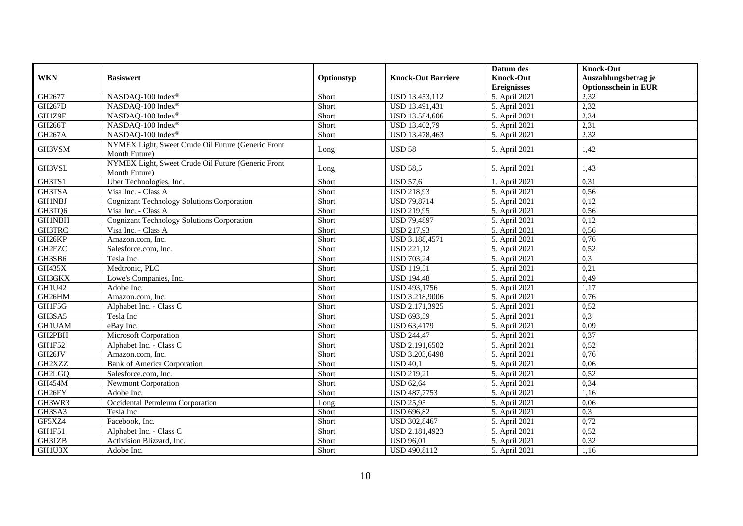| WKN | Basiswert | Optionstyp | Knock-Out Barriere | Datum des Knock-Out Ereignisses | Knock-Out Auszahlungsbetrag je Optionsschein in EUR |
|---|---|---|---|---|---|
| GH2677 | NASDAQ-100 Index® | Short | USD 13.453,112 | 5. April 2021 | 2,32 |
| GH267D | NASDAQ-100 Index® | Short | USD 13.491,431 | 5. April 2021 | 2,32 |
| GH1Z9F | NASDAQ-100 Index® | Short | USD 13.584,606 | 5. April 2021 | 2,34 |
| GH266T | NASDAQ-100 Index® | Short | USD 13.402,79 | 5. April 2021 | 2,31 |
| GH267A | NASDAQ-100 Index® | Short | USD 13.478,463 | 5. April 2021 | 2,32 |
| GH3VSM | NYMEX Light, Sweet Crude Oil Future (Generic Front Month Future) | Long | USD 58 | 5. April 2021 | 1,42 |
| GH3VSL | NYMEX Light, Sweet Crude Oil Future (Generic Front Month Future) | Long | USD 58,5 | 5. April 2021 | 1,43 |
| GH3TS1 | Uber Technologies, Inc. | Short | USD 57,6 | 1. April 2021 | 0,31 |
| GH3TSA | Visa Inc. - Class A | Short | USD 218,93 | 5. April 2021 | 0,56 |
| GH1NBJ | Cognizant Technology Solutions Corporation | Short | USD 79,8714 | 5. April 2021 | 0,12 |
| GH3TQ6 | Visa Inc. - Class A | Short | USD 219,95 | 5. April 2021 | 0,56 |
| GH1NBH | Cognizant Technology Solutions Corporation | Short | USD 79,4897 | 5. April 2021 | 0,12 |
| GH3TRC | Visa Inc. - Class A | Short | USD 217,93 | 5. April 2021 | 0,56 |
| GH26KP | Amazon.com, Inc. | Short | USD 3.188,4571 | 5. April 2021 | 0,76 |
| GH2FZC | Salesforce.com, Inc. | Short | USD 221,12 | 5. April 2021 | 0,52 |
| GH3SB6 | Tesla Inc | Short | USD 703,24 | 5. April 2021 | 0,3 |
| GH435X | Medtronic, PLC | Short | USD 119,51 | 5. April 2021 | 0,21 |
| GH3GKX | Lowe's Companies, Inc. | Short | USD 194,48 | 5. April 2021 | 0,49 |
| GH1U42 | Adobe Inc. | Short | USD 493,1756 | 5. April 2021 | 1,17 |
| GH26HM | Amazon.com, Inc. | Short | USD 3.218,9006 | 5. April 2021 | 0,76 |
| GH1F5G | Alphabet Inc. - Class C | Short | USD 2.171,3925 | 5. April 2021 | 0,52 |
| GH3SA5 | Tesla Inc | Short | USD 693,59 | 5. April 2021 | 0,3 |
| GH1UAM | eBay Inc. | Short | USD 63,4179 | 5. April 2021 | 0,09 |
| GH2PBH | Microsoft Corporation | Short | USD 244,47 | 5. April 2021 | 0,37 |
| GH1F52 | Alphabet Inc. - Class C | Short | USD 2.191,6502 | 5. April 2021 | 0,52 |
| GH26JV | Amazon.com, Inc. | Short | USD 3.203,6498 | 5. April 2021 | 0,76 |
| GH2XZZ | Bank of America Corporation | Short | USD 40,1 | 5. April 2021 | 0,06 |
| GH2LGQ | Salesforce.com, Inc. | Short | USD 219,21 | 5. April 2021 | 0,52 |
| GH454M | Newmont Corporation | Short | USD 62,64 | 5. April 2021 | 0,34 |
| GH26FY | Adobe Inc. | Short | USD 487,7753 | 5. April 2021 | 1,16 |
| GH3WR3 | Occidental Petroleum Corporation | Long | USD 25,95 | 5. April 2021 | 0,06 |
| GH3SA3 | Tesla Inc | Short | USD 696,82 | 5. April 2021 | 0,3 |
| GF5XZ4 | Facebook, Inc. | Short | USD 302,8467 | 5. April 2021 | 0,72 |
| GH1F51 | Alphabet Inc. - Class C | Short | USD 2.181,4923 | 5. April 2021 | 0,52 |
| GH31ZB | Activision Blizzard, Inc. | Short | USD 96,01 | 5. April 2021 | 0,32 |
| GH1U3X | Adobe Inc. | Short | USD 490,8112 | 5. April 2021 | 1,16 |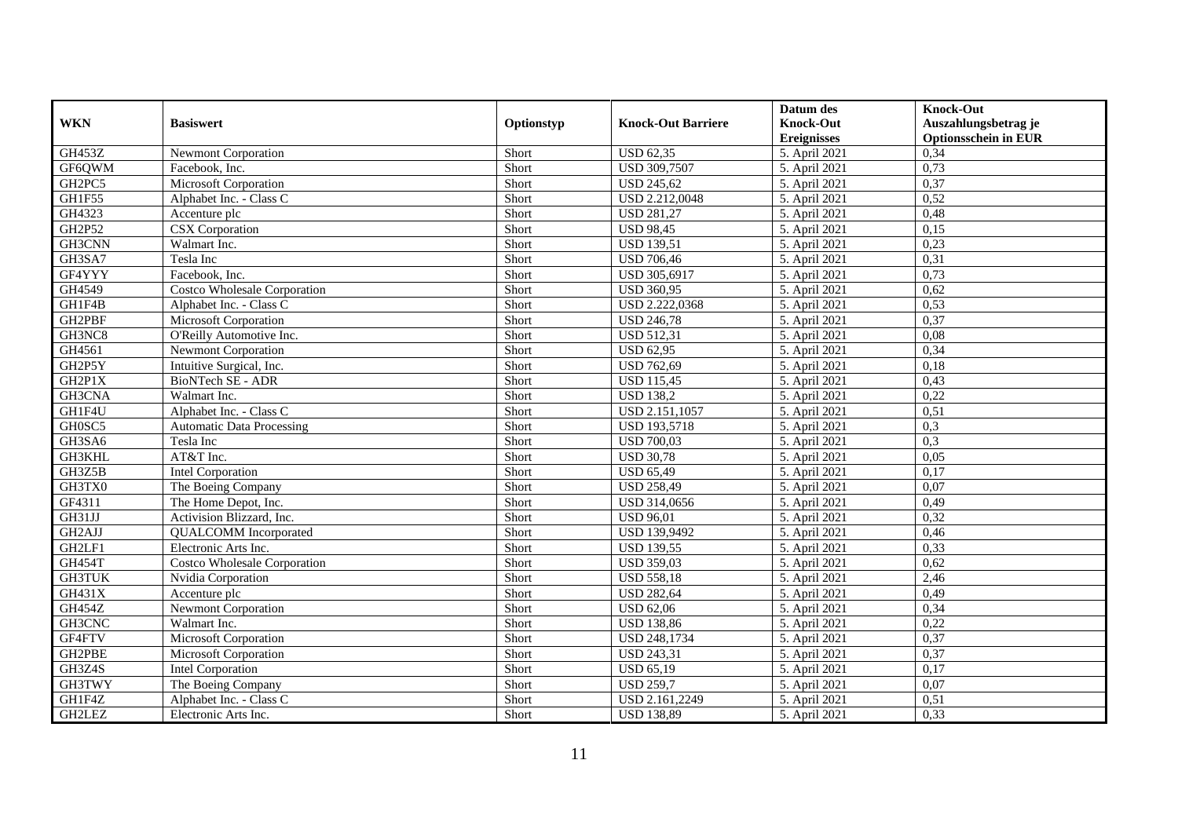| WKN | Basiswert | Optionstyp | Knock-Out Barriere | Datum des Knock-Out Ereignisses | Knock-Out Auszahlungsbetrag je Optionsschein in EUR |
|---|---|---|---|---|---|
| GH453Z | Newmont Corporation | Short | USD 62,35 | 5. April 2021 | 0,34 |
| GF6QWM | Facebook, Inc. | Short | USD 309,7507 | 5. April 2021 | 0,73 |
| GH2PC5 | Microsoft Corporation | Short | USD 245,62 | 5. April 2021 | 0,37 |
| GH1F55 | Alphabet Inc. - Class C | Short | USD 2.212,0048 | 5. April 2021 | 0,52 |
| GH4323 | Accenture plc | Short | USD 281,27 | 5. April 2021 | 0,48 |
| GH2P52 | CSX Corporation | Short | USD 98,45 | 5. April 2021 | 0,15 |
| GH3CNN | Walmart Inc. | Short | USD 139,51 | 5. April 2021 | 0,23 |
| GH3SA7 | Tesla Inc | Short | USD 706,46 | 5. April 2021 | 0,31 |
| GF4YYY | Facebook, Inc. | Short | USD 305,6917 | 5. April 2021 | 0,73 |
| GH4549 | Costco Wholesale Corporation | Short | USD 360,95 | 5. April 2021 | 0,62 |
| GH1F4B | Alphabet Inc. - Class C | Short | USD 2.222,0368 | 5. April 2021 | 0,53 |
| GH2PBF | Microsoft Corporation | Short | USD 246,78 | 5. April 2021 | 0,37 |
| GH3NC8 | O'Reilly Automotive Inc. | Short | USD 512,31 | 5. April 2021 | 0,08 |
| GH4561 | Newmont Corporation | Short | USD 62,95 | 5. April 2021 | 0,34 |
| GH2P5Y | Intuitive Surgical, Inc. | Short | USD 762,69 | 5. April 2021 | 0,18 |
| GH2P1X | BioNTech SE - ADR | Short | USD 115,45 | 5. April 2021 | 0,43 |
| GH3CNA | Walmart Inc. | Short | USD 138,2 | 5. April 2021 | 0,22 |
| GH1F4U | Alphabet Inc. - Class C | Short | USD 2.151,1057 | 5. April 2021 | 0,51 |
| GH0SC5 | Automatic Data Processing | Short | USD 193,5718 | 5. April 2021 | 0,3 |
| GH3SA6 | Tesla Inc | Short | USD 700,03 | 5. April 2021 | 0,3 |
| GH3KHL | AT&T Inc. | Short | USD 30,78 | 5. April 2021 | 0,05 |
| GH3Z5B | Intel Corporation | Short | USD 65,49 | 5. April 2021 | 0,17 |
| GH3TX0 | The Boeing Company | Short | USD 258,49 | 5. April 2021 | 0,07 |
| GF4311 | The Home Depot, Inc. | Short | USD 314,0656 | 5. April 2021 | 0,49 |
| GH31JJ | Activision Blizzard, Inc. | Short | USD 96,01 | 5. April 2021 | 0,32 |
| GH2AJJ | QUALCOMM Incorporated | Short | USD 139,9492 | 5. April 2021 | 0,46 |
| GH2LF1 | Electronic Arts Inc. | Short | USD 139,55 | 5. April 2021 | 0,33 |
| GH454T | Costco Wholesale Corporation | Short | USD 359,03 | 5. April 2021 | 0,62 |
| GH3TUK | Nvidia Corporation | Short | USD 558,18 | 5. April 2021 | 2,46 |
| GH431X | Accenture plc | Short | USD 282,64 | 5. April 2021 | 0,49 |
| GH454Z | Newmont Corporation | Short | USD 62,06 | 5. April 2021 | 0,34 |
| GH3CNC | Walmart Inc. | Short | USD 138,86 | 5. April 2021 | 0,22 |
| GF4FTV | Microsoft Corporation | Short | USD 248,1734 | 5. April 2021 | 0,37 |
| GH2PBE | Microsoft Corporation | Short | USD 243,31 | 5. April 2021 | 0,37 |
| GH3Z4S | Intel Corporation | Short | USD 65,19 | 5. April 2021 | 0,17 |
| GH3TWY | The Boeing Company | Short | USD 259,7 | 5. April 2021 | 0,07 |
| GH1F4Z | Alphabet Inc. - Class C | Short | USD 2.161,2249 | 5. April 2021 | 0,51 |
| GH2LEZ | Electronic Arts Inc. | Short | USD 138,89 | 5. April 2021 | 0,33 |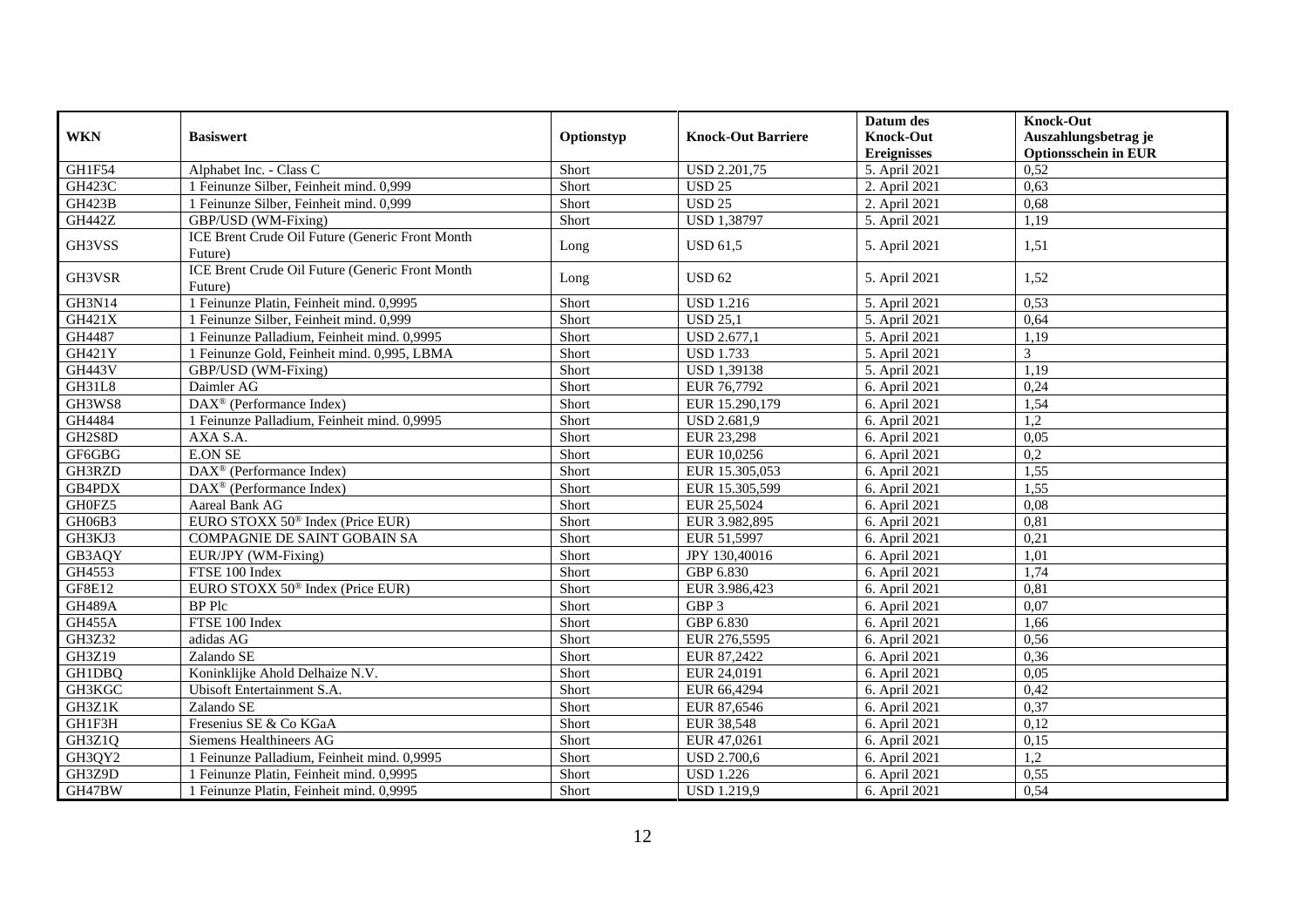| WKN | Basiswert | Optionstyp | Knock-Out Barriere | Datum des Knock-Out Ereignisses | Knock-Out Auszahlungsbetrag je Optionsschein in EUR |
|---|---|---|---|---|---|
| GH1F54 | Alphabet Inc. - Class C | Short | USD 2.201,75 | 5. April 2021 | 0,52 |
| GH423C | 1 Feinunze Silber, Feinheit mind. 0,999 | Short | USD 25 | 2. April 2021 | 0,63 |
| GH423B | 1 Feinunze Silber, Feinheit mind. 0,999 | Short | USD 25 | 2. April 2021 | 0,68 |
| GH442Z | GBP/USD (WM-Fixing) | Short | USD 1,38797 | 5. April 2021 | 1,19 |
| GH3VSS | ICE Brent Crude Oil Future (Generic Front Month Future) | Long | USD 61,5 | 5. April 2021 | 1,51 |
| GH3VSR | ICE Brent Crude Oil Future (Generic Front Month Future) | Long | USD 62 | 5. April 2021 | 1,52 |
| GH3N14 | 1 Feinunze Platin, Feinheit mind. 0,9995 | Short | USD 1.216 | 5. April 2021 | 0,53 |
| GH421X | 1 Feinunze Silber, Feinheit mind. 0,999 | Short | USD 25,1 | 5. April 2021 | 0,64 |
| GH4487 | 1 Feinunze Palladium, Feinheit mind. 0,9995 | Short | USD 2.677,1 | 5. April 2021 | 1,19 |
| GH421Y | 1 Feinunze Gold, Feinheit mind. 0,995, LBMA | Short | USD 1.733 | 5. April 2021 | 3 |
| GH443V | GBP/USD (WM-Fixing) | Short | USD 1,39138 | 5. April 2021 | 1,19 |
| GH31L8 | Daimler AG | Short | EUR 76,7792 | 6. April 2021 | 0,24 |
| GH3WS8 | DAX® (Performance Index) | Short | EUR 15.290,179 | 6. April 2021 | 1,54 |
| GH4484 | 1 Feinunze Palladium, Feinheit mind. 0,9995 | Short | USD 2.681,9 | 6. April 2021 | 1,2 |
| GH2S8D | AXA S.A. | Short | EUR 23,298 | 6. April 2021 | 0,05 |
| GF6GBG | E.ON SE | Short | EUR 10,0256 | 6. April 2021 | 0,2 |
| GH3RZD | DAX® (Performance Index) | Short | EUR 15.305,053 | 6. April 2021 | 1,55 |
| GB4PDX | DAX® (Performance Index) | Short | EUR 15.305,599 | 6. April 2021 | 1,55 |
| GH0FZ5 | Aareal Bank AG | Short | EUR 25,5024 | 6. April 2021 | 0,08 |
| GH06B3 | EURO STOXX 50® Index (Price EUR) | Short | EUR 3.982,895 | 6. April 2021 | 0,81 |
| GH3KJ3 | COMPAGNIE DE SAINT GOBAIN SA | Short | EUR 51,5997 | 6. April 2021 | 0,21 |
| GB3AQY | EUR/JPY (WM-Fixing) | Short | JPY 130,40016 | 6. April 2021 | 1,01 |
| GH4553 | FTSE 100 Index | Short | GBP 6.830 | 6. April 2021 | 1,74 |
| GF8E12 | EURO STOXX 50® Index (Price EUR) | Short | EUR 3.986,423 | 6. April 2021 | 0,81 |
| GH489A | BP Plc | Short | GBP 3 | 6. April 2021 | 0,07 |
| GH455A | FTSE 100 Index | Short | GBP 6.830 | 6. April 2021 | 1,66 |
| GH3Z32 | adidas AG | Short | EUR 276,5595 | 6. April 2021 | 0,56 |
| GH3Z19 | Zalando SE | Short | EUR 87,2422 | 6. April 2021 | 0,36 |
| GH1DBQ | Koninklijke Ahold Delhaize N.V. | Short | EUR 24,0191 | 6. April 2021 | 0,05 |
| GH3KGC | Ubisoft Entertainment S.A. | Short | EUR 66,4294 | 6. April 2021 | 0,42 |
| GH3Z1K | Zalando SE | Short | EUR 87,6546 | 6. April 2021 | 0,37 |
| GH1F3H | Fresenius SE & Co KGaA | Short | EUR 38,548 | 6. April 2021 | 0,12 |
| GH3Z1Q | Siemens Healthineers AG | Short | EUR 47,0261 | 6. April 2021 | 0,15 |
| GH3QY2 | 1 Feinunze Palladium, Feinheit mind. 0,9995 | Short | USD 2.700,6 | 6. April 2021 | 1,2 |
| GH3Z9D | 1 Feinunze Platin, Feinheit mind. 0,9995 | Short | USD 1.226 | 6. April 2021 | 0,55 |
| GH47BW | 1 Feinunze Platin, Feinheit mind. 0,9995 | Short | USD 1.219,9 | 6. April 2021 | 0,54 |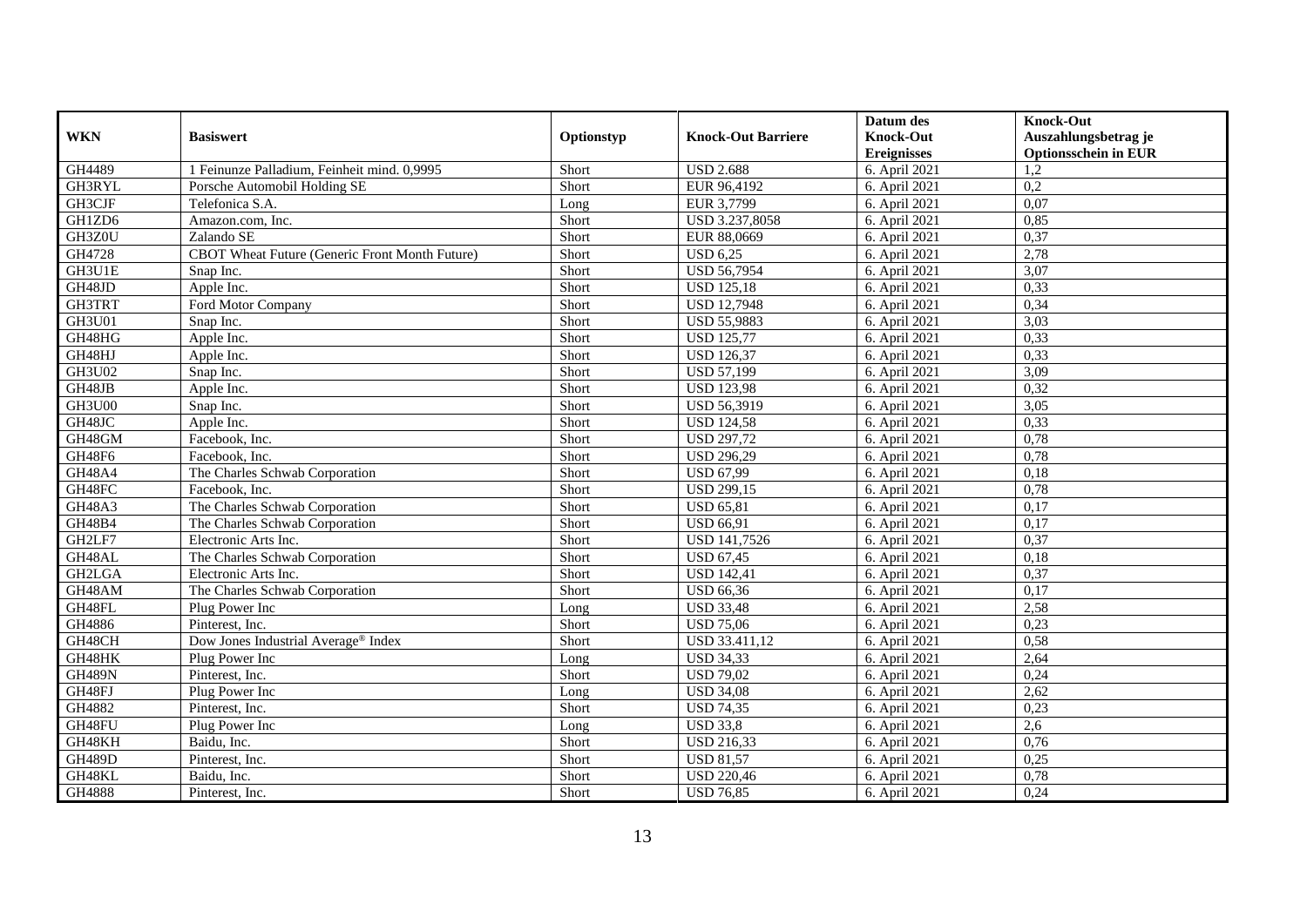| WKN | Basiswert | Optionstyp | Knock-Out Barriere | Datum des Knock-Out Ereignisses | Knock-Out Auszahlungsbetrag je Optionsschein in EUR |
|---|---|---|---|---|---|
| GH4489 | 1 Feinunze Palladium, Feinheit mind. 0,9995 | Short | USD 2.688 | 6. April 2021 | 1,2 |
| GH3RYL | Porsche Automobil Holding SE | Short | EUR 96,4192 | 6. April 2021 | 0,2 |
| GH3CJF | Telefonica S.A. | Long | EUR 3,7799 | 6. April 2021 | 0,07 |
| GH1ZD6 | Amazon.com, Inc. | Short | USD 3.237,8058 | 6. April 2021 | 0,85 |
| GH3Z0U | Zalando SE | Short | EUR 88,0669 | 6. April 2021 | 0,37 |
| GH4728 | CBOT Wheat Future (Generic Front Month Future) | Short | USD 6,25 | 6. April 2021 | 2,78 |
| GH3U1E | Snap Inc. | Short | USD 56,7954 | 6. April 2021 | 3,07 |
| GH48JD | Apple Inc. | Short | USD 125,18 | 6. April 2021 | 0,33 |
| GH3TRT | Ford Motor Company | Short | USD 12,7948 | 6. April 2021 | 0,34 |
| GH3U01 | Snap Inc. | Short | USD 55,9883 | 6. April 2021 | 3,03 |
| GH48HG | Apple Inc. | Short | USD 125,77 | 6. April 2021 | 0,33 |
| GH48HJ | Apple Inc. | Short | USD 126,37 | 6. April 2021 | 0,33 |
| GH3U02 | Snap Inc. | Short | USD 57,199 | 6. April 2021 | 3,09 |
| GH48JB | Apple Inc. | Short | USD 123,98 | 6. April 2021 | 0,32 |
| GH3U00 | Snap Inc. | Short | USD 56,3919 | 6. April 2021 | 3,05 |
| GH48JC | Apple Inc. | Short | USD 124,58 | 6. April 2021 | 0,33 |
| GH48GM | Facebook, Inc. | Short | USD 297,72 | 6. April 2021 | 0,78 |
| GH48F6 | Facebook, Inc. | Short | USD 296,29 | 6. April 2021 | 0,78 |
| GH48A4 | The Charles Schwab Corporation | Short | USD 67,99 | 6. April 2021 | 0,18 |
| GH48FC | Facebook, Inc. | Short | USD 299,15 | 6. April 2021 | 0,78 |
| GH48A3 | The Charles Schwab Corporation | Short | USD 65,81 | 6. April 2021 | 0,17 |
| GH48B4 | The Charles Schwab Corporation | Short | USD 66,91 | 6. April 2021 | 0,17 |
| GH2LF7 | Electronic Arts Inc. | Short | USD 141,7526 | 6. April 2021 | 0,37 |
| GH48AL | The Charles Schwab Corporation | Short | USD 67,45 | 6. April 2021 | 0,18 |
| GH2LGA | Electronic Arts Inc. | Short | USD 142,41 | 6. April 2021 | 0,37 |
| GH48AM | The Charles Schwab Corporation | Short | USD 66,36 | 6. April 2021 | 0,17 |
| GH48FL | Plug Power Inc | Long | USD 33,48 | 6. April 2021 | 2,58 |
| GH4886 | Pinterest, Inc. | Short | USD 75,06 | 6. April 2021 | 0,23 |
| GH48CH | Dow Jones Industrial Average® Index | Short | USD 33.411,12 | 6. April 2021 | 0,58 |
| GH48HK | Plug Power Inc | Long | USD 34,33 | 6. April 2021 | 2,64 |
| GH489N | Pinterest, Inc. | Short | USD 79,02 | 6. April 2021 | 0,24 |
| GH48FJ | Plug Power Inc | Long | USD 34,08 | 6. April 2021 | 2,62 |
| GH4882 | Pinterest, Inc. | Short | USD 74,35 | 6. April 2021 | 0,23 |
| GH48FU | Plug Power Inc | Long | USD 33,8 | 6. April 2021 | 2,6 |
| GH48KH | Baidu, Inc. | Short | USD 216,33 | 6. April 2021 | 0,76 |
| GH489D | Pinterest, Inc. | Short | USD 81,57 | 6. April 2021 | 0,25 |
| GH48KL | Baidu, Inc. | Short | USD 220,46 | 6. April 2021 | 0,78 |
| GH4888 | Pinterest, Inc. | Short | USD 76,85 | 6. April 2021 | 0,24 |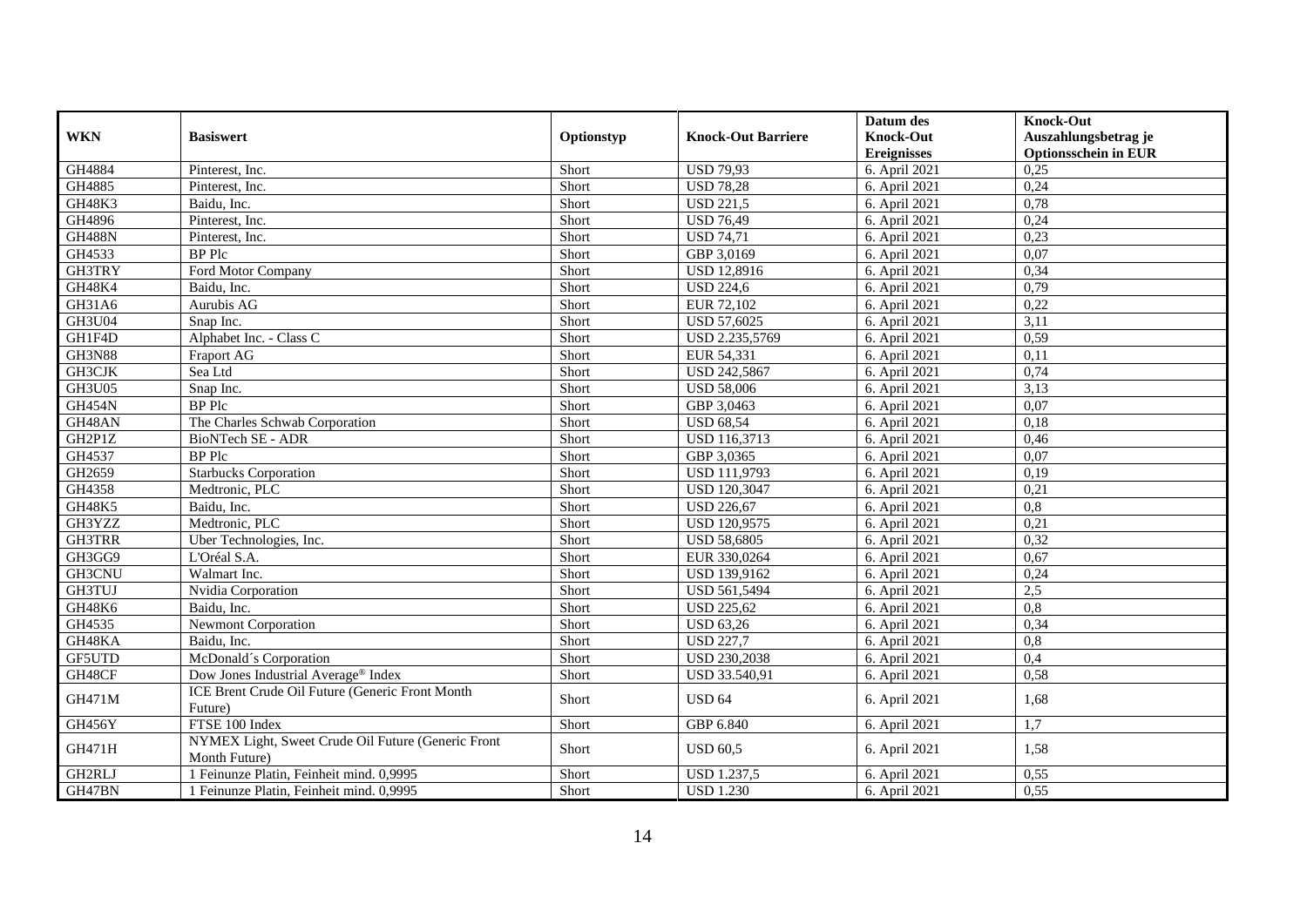| WKN | Basiswert | Optionstyp | Knock-Out Barriere | Datum des Knock-Out Ereignisses | Knock-Out Auszahlungsbetrag je Optionsschein in EUR |
|---|---|---|---|---|---|
| GH4884 | Pinterest, Inc. | Short | USD 79,93 | 6. April 2021 | 0,25 |
| GH4885 | Pinterest, Inc. | Short | USD 78,28 | 6. April 2021 | 0,24 |
| GH48K3 | Baidu, Inc. | Short | USD 221,5 | 6. April 2021 | 0,78 |
| GH4896 | Pinterest, Inc. | Short | USD 76,49 | 6. April 2021 | 0,24 |
| GH488N | Pinterest, Inc. | Short | USD 74,71 | 6. April 2021 | 0,23 |
| GH4533 | BP Plc | Short | GBP 3,0169 | 6. April 2021 | 0,07 |
| GH3TRY | Ford Motor Company | Short | USD 12,8916 | 6. April 2021 | 0,34 |
| GH48K4 | Baidu, Inc. | Short | USD 224,6 | 6. April 2021 | 0,79 |
| GH31A6 | Aurubis AG | Short | EUR 72,102 | 6. April 2021 | 0,22 |
| GH3U04 | Snap Inc. | Short | USD 57,6025 | 6. April 2021 | 3,11 |
| GH1F4D | Alphabet Inc. - Class C | Short | USD 2.235,5769 | 6. April 2021 | 0,59 |
| GH3N88 | Fraport AG | Short | EUR 54,331 | 6. April 2021 | 0,11 |
| GH3CJK | Sea Ltd | Short | USD 242,5867 | 6. April 2021 | 0,74 |
| GH3U05 | Snap Inc. | Short | USD 58,006 | 6. April 2021 | 3,13 |
| GH454N | BP Plc | Short | GBP 3,0463 | 6. April 2021 | 0,07 |
| GH48AN | The Charles Schwab Corporation | Short | USD 68,54 | 6. April 2021 | 0,18 |
| GH2P1Z | BioNTech SE - ADR | Short | USD 116,3713 | 6. April 2021 | 0,46 |
| GH4537 | BP Plc | Short | GBP 3,0365 | 6. April 2021 | 0,07 |
| GH2659 | Starbucks Corporation | Short | USD 111,9793 | 6. April 2021 | 0,19 |
| GH4358 | Medtronic, PLC | Short | USD 120,3047 | 6. April 2021 | 0,21 |
| GH48K5 | Baidu, Inc. | Short | USD 226,67 | 6. April 2021 | 0,8 |
| GH3YZZ | Medtronic, PLC | Short | USD 120,9575 | 6. April 2021 | 0,21 |
| GH3TRR | Uber Technologies, Inc. | Short | USD 58,6805 | 6. April 2021 | 0,32 |
| GH3GG9 | L'Oréal S.A. | Short | EUR 330,0264 | 6. April 2021 | 0,67 |
| GH3CNU | Walmart Inc. | Short | USD 139,9162 | 6. April 2021 | 0,24 |
| GH3TUJ | Nvidia Corporation | Short | USD 561,5494 | 6. April 2021 | 2,5 |
| GH48K6 | Baidu, Inc. | Short | USD 225,62 | 6. April 2021 | 0,8 |
| GH4535 | Newmont Corporation | Short | USD 63,26 | 6. April 2021 | 0,34 |
| GH48KA | Baidu, Inc. | Short | USD 227,7 | 6. April 2021 | 0,8 |
| GF5UTD | McDonald´s Corporation | Short | USD 230,2038 | 6. April 2021 | 0,4 |
| GH48CF | Dow Jones Industrial Average® Index | Short | USD 33.540,91 | 6. April 2021 | 0,58 |
| GH471M | ICE Brent Crude Oil Future (Generic Front Month Future) | Short | USD 64 | 6. April 2021 | 1,68 |
| GH456Y | FTSE 100 Index | Short | GBP 6.840 | 6. April 2021 | 1,7 |
| GH471H | NYMEX Light, Sweet Crude Oil Future (Generic Front Month Future) | Short | USD 60,5 | 6. April 2021 | 1,58 |
| GH2RLJ | 1 Feinunze Platin, Feinheit mind. 0,9995 | Short | USD 1.237,5 | 6. April 2021 | 0,55 |
| GH47BN | 1 Feinunze Platin, Feinheit mind. 0,9995 | Short | USD 1.230 | 6. April 2021 | 0,55 |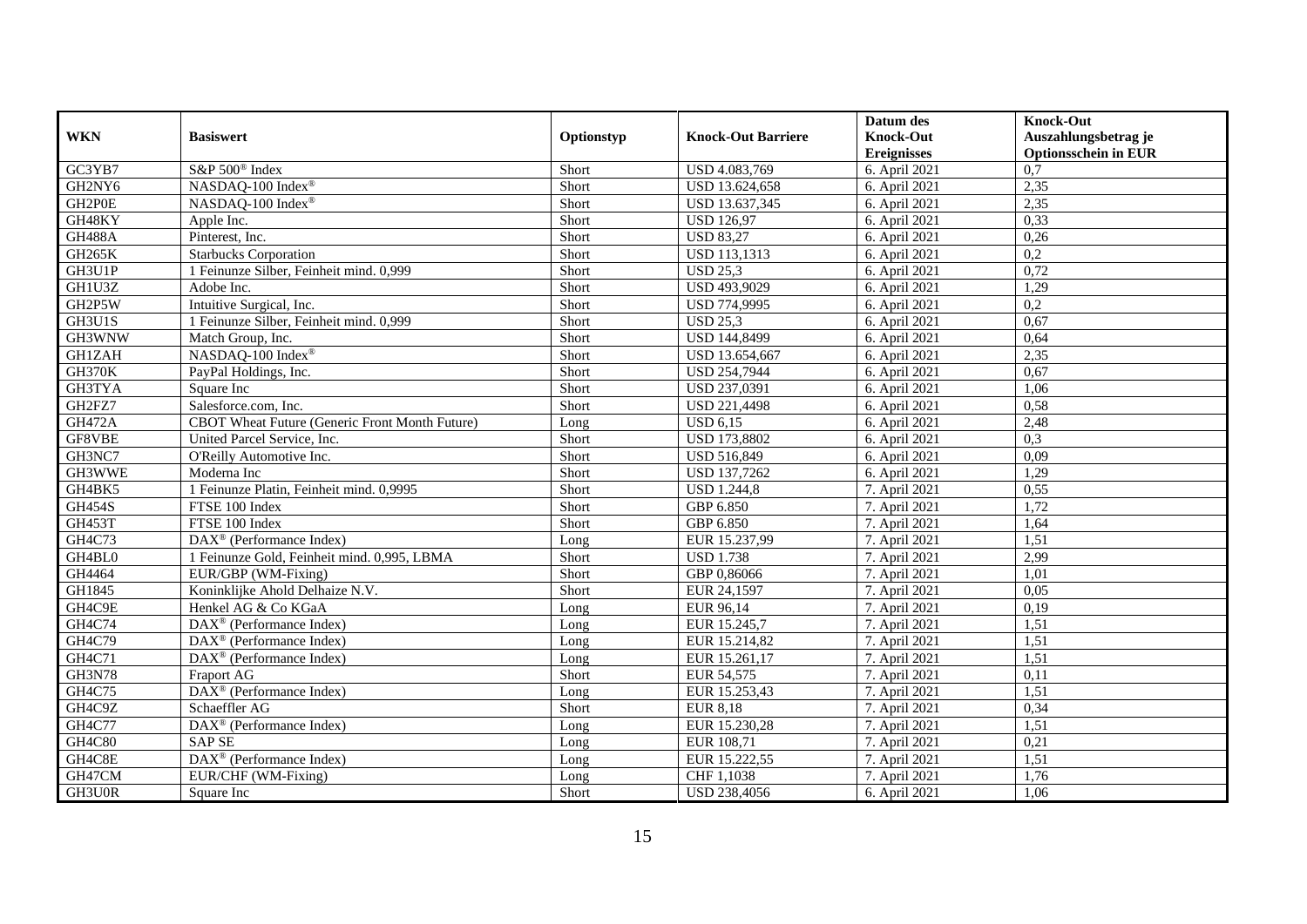| WKN | Basiswert | Optionstyp | Knock-Out Barriere | Datum des Knock-Out Ereignisses | Knock-Out Auszahlungsbetrag je Optionsschein in EUR |
|---|---|---|---|---|---|
| GC3YB7 | S&P 500® Index | Short | USD 4.083,769 | 6. April 2021 | 0,7 |
| GH2NY6 | NASDAQ-100 Index® | Short | USD 13.624,658 | 6. April 2021 | 2,35 |
| GH2P0E | NASDAQ-100 Index® | Short | USD 13.637,345 | 6. April 2021 | 2,35 |
| GH48KY | Apple Inc. | Short | USD 126,97 | 6. April 2021 | 0,33 |
| GH488A | Pinterest, Inc. | Short | USD 83,27 | 6. April 2021 | 0,26 |
| GH265K | Starbucks Corporation | Short | USD 113,1313 | 6. April 2021 | 0,2 |
| GH3U1P | 1 Feinunze Silber, Feinheit mind. 0,999 | Short | USD 25,3 | 6. April 2021 | 0,72 |
| GH1U3Z | Adobe Inc. | Short | USD 493,9029 | 6. April 2021 | 1,29 |
| GH2P5W | Intuitive Surgical, Inc. | Short | USD 774,9995 | 6. April 2021 | 0,2 |
| GH3U1S | 1 Feinunze Silber, Feinheit mind. 0,999 | Short | USD 25,3 | 6. April 2021 | 0,67 |
| GH3WNW | Match Group, Inc. | Short | USD 144,8499 | 6. April 2021 | 0,64 |
| GH1ZAH | NASDAQ-100 Index® | Short | USD 13.654,667 | 6. April 2021 | 2,35 |
| GH370K | PayPal Holdings, Inc. | Short | USD 254,7944 | 6. April 2021 | 0,67 |
| GH3TYA | Square Inc | Short | USD 237,0391 | 6. April 2021 | 1,06 |
| GH2FZ7 | Salesforce.com, Inc. | Short | USD 221,4498 | 6. April 2021 | 0,58 |
| GH472A | CBOT Wheat Future (Generic Front Month Future) | Long | USD 6,15 | 6. April 2021 | 2,48 |
| GF8VBE | United Parcel Service, Inc. | Short | USD 173,8802 | 6. April 2021 | 0,3 |
| GH3NC7 | O'Reilly Automotive Inc. | Short | USD 516,849 | 6. April 2021 | 0,09 |
| GH3WWE | Moderna Inc | Short | USD 137,7262 | 6. April 2021 | 1,29 |
| GH4BK5 | 1 Feinunze Platin, Feinheit mind. 0,9995 | Short | USD 1.244,8 | 7. April 2021 | 0,55 |
| GH454S | FTSE 100 Index | Short | GBP 6.850 | 7. April 2021 | 1,72 |
| GH453T | FTSE 100 Index | Short | GBP 6.850 | 7. April 2021 | 1,64 |
| GH4C73 | DAX® (Performance Index) | Long | EUR 15.237,99 | 7. April 2021 | 1,51 |
| GH4BL0 | 1 Feinunze Gold, Feinheit mind. 0,995, LBMA | Short | USD 1.738 | 7. April 2021 | 2,99 |
| GH4464 | EUR/GBP (WM-Fixing) | Short | GBP 0,86066 | 7. April 2021 | 1,01 |
| GH1845 | Koninklijke Ahold Delhaize N.V. | Short | EUR 24,1597 | 7. April 2021 | 0,05 |
| GH4C9E | Henkel AG & Co KGaA | Long | EUR 96,14 | 7. April 2021 | 0,19 |
| GH4C74 | DAX® (Performance Index) | Long | EUR 15.245,7 | 7. April 2021 | 1,51 |
| GH4C79 | DAX® (Performance Index) | Long | EUR 15.214,82 | 7. April 2021 | 1,51 |
| GH4C71 | DAX® (Performance Index) | Long | EUR 15.261,17 | 7. April 2021 | 1,51 |
| GH3N78 | Fraport AG | Short | EUR 54,575 | 7. April 2021 | 0,11 |
| GH4C75 | DAX® (Performance Index) | Long | EUR 15.253,43 | 7. April 2021 | 1,51 |
| GH4C9Z | Schaeffler AG | Short | EUR 8,18 | 7. April 2021 | 0,34 |
| GH4C77 | DAX® (Performance Index) | Long | EUR 15.230,28 | 7. April 2021 | 1,51 |
| GH4C80 | SAP SE | Long | EUR 108,71 | 7. April 2021 | 0,21 |
| GH4C8E | DAX® (Performance Index) | Long | EUR 15.222,55 | 7. April 2021 | 1,51 |
| GH47CM | EUR/CHF (WM-Fixing) | Long | CHF 1,1038 | 7. April 2021 | 1,76 |
| GH3U0R | Square Inc | Short | USD 238,4056 | 6. April 2021 | 1,06 |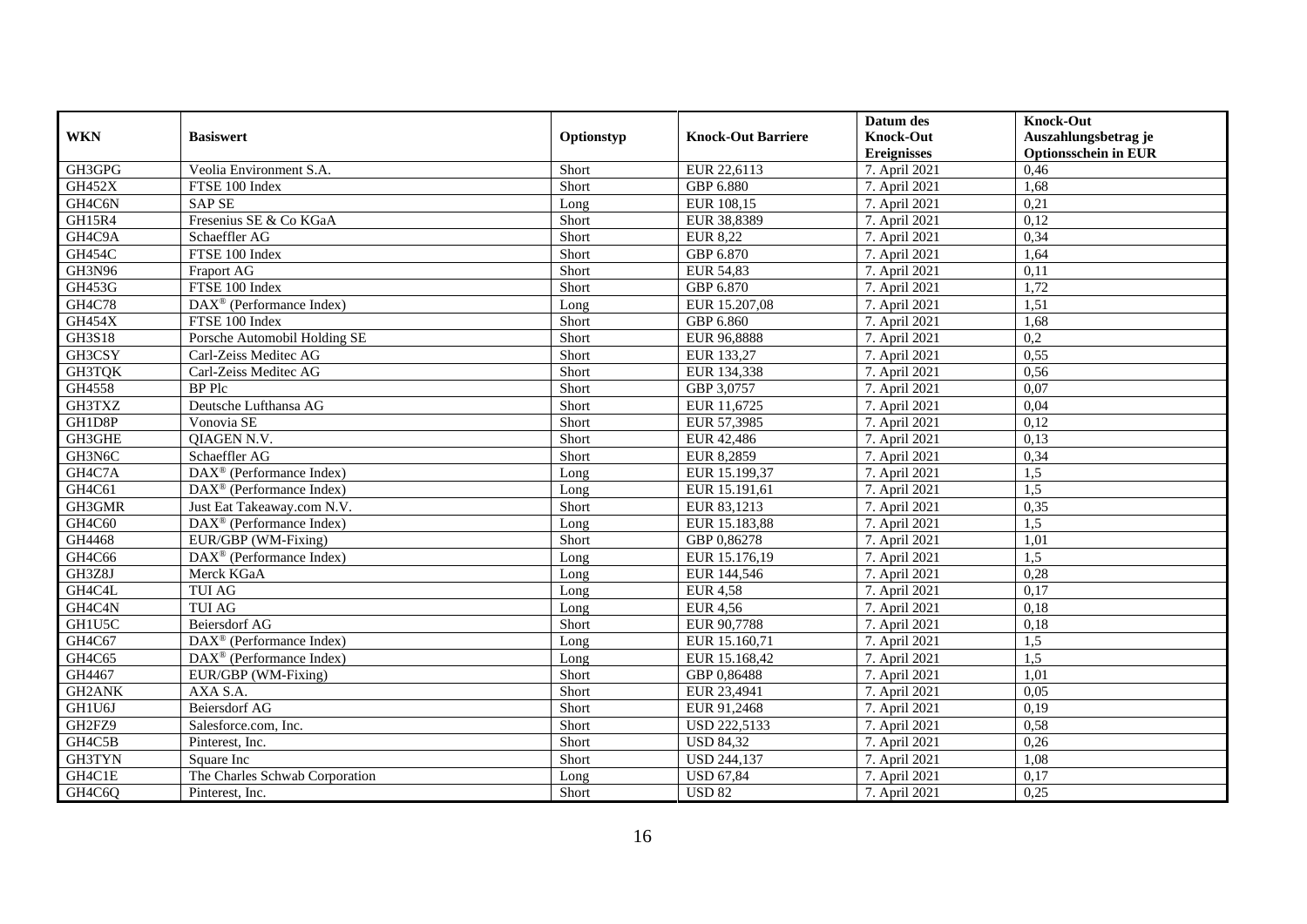| WKN | Basiswert | Optionstyp | Knock-Out Barriere | Datum des Knock-Out Ereignisses | Knock-Out Auszahlungsbetrag je Optionsschein in EUR |
|---|---|---|---|---|---|
| GH3GPG | Veolia Environment S.A. | Short | EUR 22,6113 | 7. April 2021 | 0,46 |
| GH452X | FTSE 100 Index | Short | GBP 6.880 | 7. April 2021 | 1,68 |
| GH4C6N | SAP SE | Long | EUR 108,15 | 7. April 2021 | 0,21 |
| GH15R4 | Fresenius SE & Co KGaA | Short | EUR 38,8389 | 7. April 2021 | 0,12 |
| GH4C9A | Schaeffler AG | Short | EUR 8,22 | 7. April 2021 | 0,34 |
| GH454C | FTSE 100 Index | Short | GBP 6.870 | 7. April 2021 | 1,64 |
| GH3N96 | Fraport AG | Short | EUR 54,83 | 7. April 2021 | 0,11 |
| GH453G | FTSE 100 Index | Short | GBP 6.870 | 7. April 2021 | 1,72 |
| GH4C78 | DAX® (Performance Index) | Long | EUR 15.207,08 | 7. April 2021 | 1,51 |
| GH454X | FTSE 100 Index | Short | GBP 6.860 | 7. April 2021 | 1,68 |
| GH3S18 | Porsche Automobil Holding SE | Short | EUR 96,8888 | 7. April 2021 | 0,2 |
| GH3CSY | Carl-Zeiss Meditec AG | Short | EUR 133,27 | 7. April 2021 | 0,55 |
| GH3TQK | Carl-Zeiss Meditec AG | Short | EUR 134,338 | 7. April 2021 | 0,56 |
| GH4558 | BP Plc | Short | GBP 3,0757 | 7. April 2021 | 0,07 |
| GH3TXZ | Deutsche Lufthansa AG | Short | EUR 11,6725 | 7. April 2021 | 0,04 |
| GH1D8P | Vonovia SE | Short | EUR 57,3985 | 7. April 2021 | 0,12 |
| GH3GHE | QIAGEN N.V. | Short | EUR 42,486 | 7. April 2021 | 0,13 |
| GH3N6C | Schaeffler AG | Short | EUR 8,2859 | 7. April 2021 | 0,34 |
| GH4C7A | DAX® (Performance Index) | Long | EUR 15.199,37 | 7. April 2021 | 1,5 |
| GH4C61 | DAX® (Performance Index) | Long | EUR 15.191,61 | 7. April 2021 | 1,5 |
| GH3GMR | Just Eat Takeaway.com N.V. | Short | EUR 83,1213 | 7. April 2021 | 0,35 |
| GH4C60 | DAX® (Performance Index) | Long | EUR 15.183,88 | 7. April 2021 | 1,5 |
| GH4468 | EUR/GBP (WM-Fixing) | Short | GBP 0,86278 | 7. April 2021 | 1,01 |
| GH4C66 | DAX® (Performance Index) | Long | EUR 15.176,19 | 7. April 2021 | 1,5 |
| GH3Z8J | Merck KGaA | Long | EUR 144,546 | 7. April 2021 | 0,28 |
| GH4C4L | TUI AG | Long | EUR 4,58 | 7. April 2021 | 0,17 |
| GH4C4N | TUI AG | Long | EUR 4,56 | 7. April 2021 | 0,18 |
| GH1U5C | Beiersdorf AG | Short | EUR 90,7788 | 7. April 2021 | 0,18 |
| GH4C67 | DAX® (Performance Index) | Long | EUR 15.160,71 | 7. April 2021 | 1,5 |
| GH4C65 | DAX® (Performance Index) | Long | EUR 15.168,42 | 7. April 2021 | 1,5 |
| GH4467 | EUR/GBP (WM-Fixing) | Short | GBP 0,86488 | 7. April 2021 | 1,01 |
| GH2ANK | AXA S.A. | Short | EUR 23,4941 | 7. April 2021 | 0,05 |
| GH1U6J | Beiersdorf AG | Short | EUR 91,2468 | 7. April 2021 | 0,19 |
| GH2FZ9 | Salesforce.com, Inc. | Short | USD 222,5133 | 7. April 2021 | 0,58 |
| GH4C5B | Pinterest, Inc. | Short | USD 84,32 | 7. April 2021 | 0,26 |
| GH3TYN | Square Inc | Short | USD 244,137 | 7. April 2021 | 1,08 |
| GH4C1E | The Charles Schwab Corporation | Long | USD 67,84 | 7. April 2021 | 0,17 |
| GH4C6Q | Pinterest, Inc. | Short | USD 82 | 7. April 2021 | 0,25 |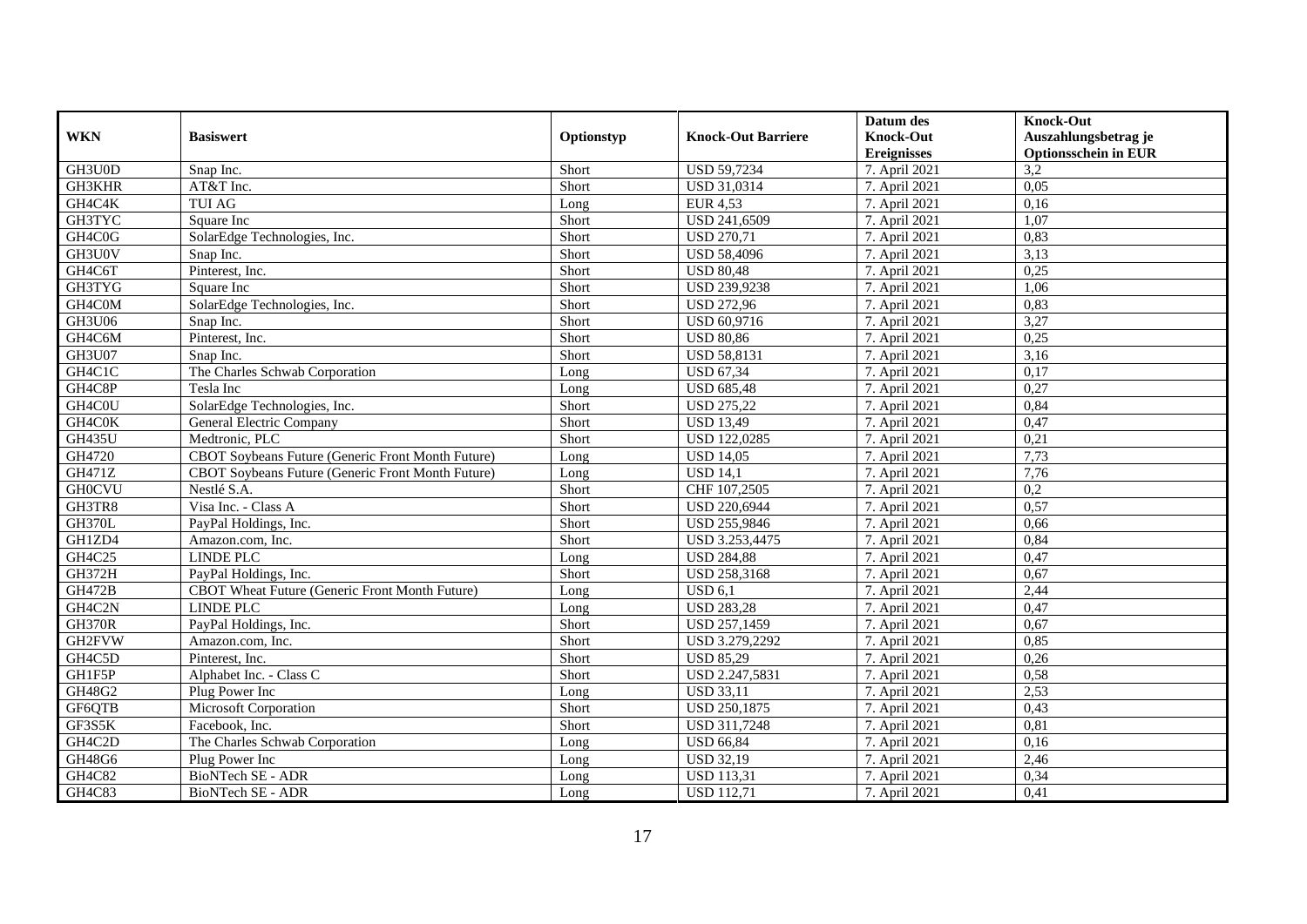| WKN | Basiswert | Optionstyp | Knock-Out Barriere | Datum des Knock-Out Ereignisses | Knock-Out Auszahlungsbetrag je Optionsschein in EUR |
|---|---|---|---|---|---|
| GH3U0D | Snap Inc. | Short | USD 59,7234 | 7. April 2021 | 3,2 |
| GH3KHR | AT&T Inc. | Short | USD 31,0314 | 7. April 2021 | 0,05 |
| GH4C4K | TUI AG | Long | EUR 4,53 | 7. April 2021 | 0,16 |
| GH3TYC | Square Inc | Short | USD 241,6509 | 7. April 2021 | 1,07 |
| GH4C0G | SolarEdge Technologies, Inc. | Short | USD 270,71 | 7. April 2021 | 0,83 |
| GH3U0V | Snap Inc. | Short | USD 58,4096 | 7. April 2021 | 3,13 |
| GH4C6T | Pinterest, Inc. | Short | USD 80,48 | 7. April 2021 | 0,25 |
| GH3TYG | Square Inc | Short | USD 239,9238 | 7. April 2021 | 1,06 |
| GH4C0M | SolarEdge Technologies, Inc. | Short | USD 272,96 | 7. April 2021 | 0,83 |
| GH3U06 | Snap Inc. | Short | USD 60,9716 | 7. April 2021 | 3,27 |
| GH4C6M | Pinterest, Inc. | Short | USD 80,86 | 7. April 2021 | 0,25 |
| GH3U07 | Snap Inc. | Short | USD 58,8131 | 7. April 2021 | 3,16 |
| GH4C1C | The Charles Schwab Corporation | Long | USD 67,34 | 7. April 2021 | 0,17 |
| GH4C8P | Tesla Inc | Long | USD 685,48 | 7. April 2021 | 0,27 |
| GH4C0U | SolarEdge Technologies, Inc. | Short | USD 275,22 | 7. April 2021 | 0,84 |
| GH4C0K | General Electric Company | Short | USD 13,49 | 7. April 2021 | 0,47 |
| GH435U | Medtronic, PLC | Short | USD 122,0285 | 7. April 2021 | 0,21 |
| GH4720 | CBOT Soybeans Future (Generic Front Month Future) | Long | USD 14,05 | 7. April 2021 | 7,73 |
| GH471Z | CBOT Soybeans Future (Generic Front Month Future) | Long | USD 14,1 | 7. April 2021 | 7,76 |
| GH0CVU | Nestlé S.A. | Short | CHF 107,2505 | 7. April 2021 | 0,2 |
| GH3TR8 | Visa Inc. - Class A | Short | USD 220,6944 | 7. April 2021 | 0,57 |
| GH370L | PayPal Holdings, Inc. | Short | USD 255,9846 | 7. April 2021 | 0,66 |
| GH1ZD4 | Amazon.com, Inc. | Short | USD 3.253,4475 | 7. April 2021 | 0,84 |
| GH4C25 | LINDE PLC | Long | USD 284,88 | 7. April 2021 | 0,47 |
| GH372H | PayPal Holdings, Inc. | Short | USD 258,3168 | 7. April 2021 | 0,67 |
| GH472B | CBOT Wheat Future (Generic Front Month Future) | Long | USD 6,1 | 7. April 2021 | 2,44 |
| GH4C2N | LINDE PLC | Long | USD 283,28 | 7. April 2021 | 0,47 |
| GH370R | PayPal Holdings, Inc. | Short | USD 257,1459 | 7. April 2021 | 0,67 |
| GH2FVW | Amazon.com, Inc. | Short | USD 3.279,2292 | 7. April 2021 | 0,85 |
| GH4C5D | Pinterest, Inc. | Short | USD 85,29 | 7. April 2021 | 0,26 |
| GH1F5P | Alphabet Inc. - Class C | Short | USD 2.247,5831 | 7. April 2021 | 0,58 |
| GH48G2 | Plug Power Inc | Long | USD 33,11 | 7. April 2021 | 2,53 |
| GF6QTB | Microsoft Corporation | Short | USD 250,1875 | 7. April 2021 | 0,43 |
| GF3S5K | Facebook, Inc. | Short | USD 311,7248 | 7. April 2021 | 0,81 |
| GH4C2D | The Charles Schwab Corporation | Long | USD 66,84 | 7. April 2021 | 0,16 |
| GH48G6 | Plug Power Inc | Long | USD 32,19 | 7. April 2021 | 2,46 |
| GH4C82 | BioNTech SE - ADR | Long | USD 113,31 | 7. April 2021 | 0,34 |
| GH4C83 | BioNTech SE - ADR | Long | USD 112,71 | 7. April 2021 | 0,41 |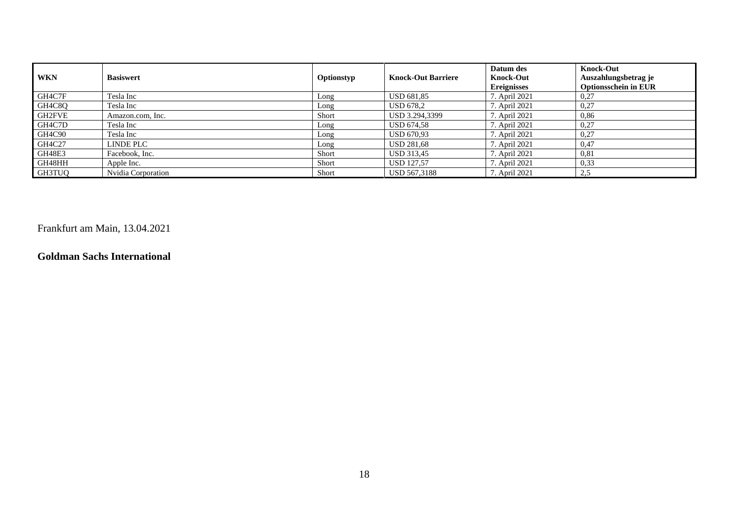| WKN | Basiswert | Optionstyp | Knock-Out Barriere | Datum des Knock-Out Ereignisses | Knock-Out Auszahlungsbetrag je Optionsschein in EUR |
|---|---|---|---|---|---|
| GH4C7F | Tesla Inc | Long | USD 681,85 | 7. April 2021 | 0,27 |
| GH4C8Q | Tesla Inc | Long | USD 678,2 | 7. April 2021 | 0,27 |
| GH2FVE | Amazon.com, Inc. | Short | USD 3.294,3399 | 7. April 2021 | 0,86 |
| GH4C7D | Tesla Inc | Long | USD 674,58 | 7. April 2021 | 0,27 |
| GH4C90 | Tesla Inc | Long | USD 670,93 | 7. April 2021 | 0,27 |
| GH4C27 | LINDE PLC | Long | USD 281,68 | 7. April 2021 | 0,47 |
| GH48E3 | Facebook, Inc. | Short | USD 313,45 | 7. April 2021 | 0,81 |
| GH48HH | Apple Inc. | Short | USD 127,57 | 7. April 2021 | 0,33 |
| GH3TUQ | Nvidia Corporation | Short | USD 567,3188 | 7. April 2021 | 2,5 |

Frankfurt am Main, 13.04.2021

**Goldman Sachs International**